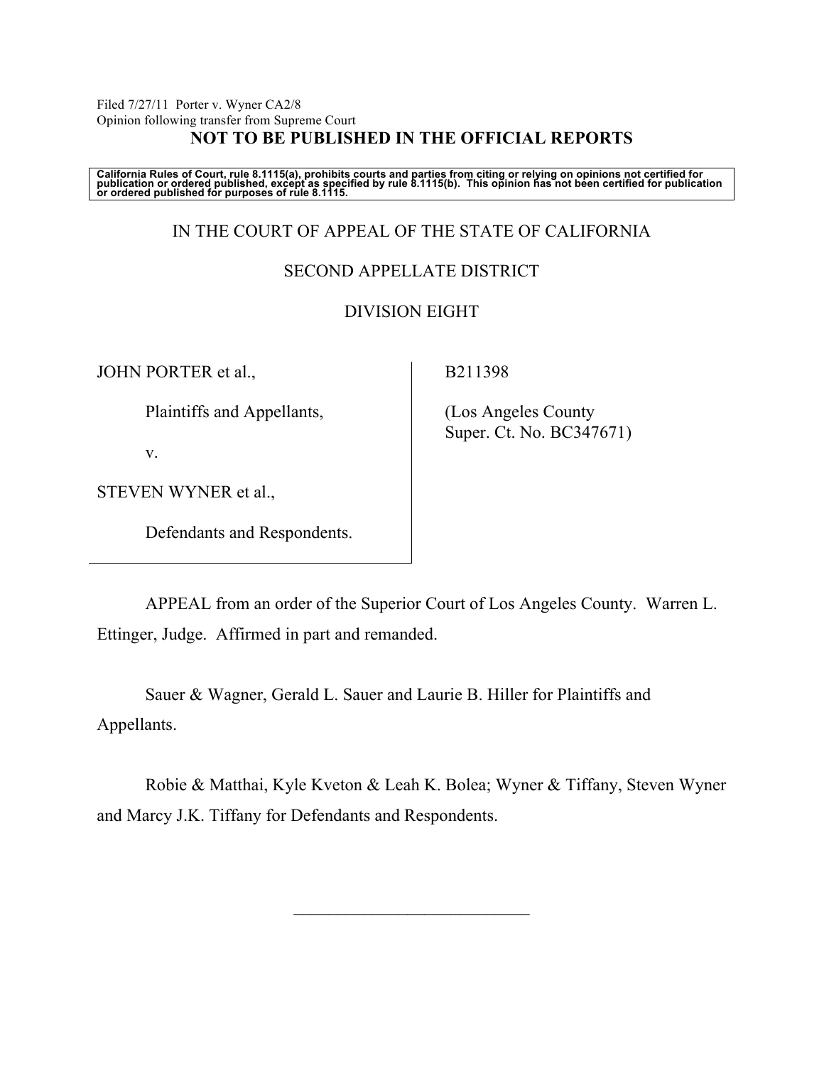Filed 7/27/11 Porter v. Wyner CA2/8
Opinion following transfer from Supreme Court

**NOT TO BE PUBLISHED IN THE OFFICIAL REPORTS**

**California Rules of Court, rule 8.1115(a), prohibits courts and parties from citing or relying on opinions not certified for publication or ordered published, except as specified by rule 8.1115(b). This opinion has not been certified for publication or ordered published for purposes of rule 8.1115.**

IN THE COURT OF APPEAL OF THE STATE OF CALIFORNIA

SECOND APPELLATE DISTRICT

DIVISION EIGHT

| | |
|---|---|
| JOHN PORTER et al.,<br><br>Plaintiffs and Appellants,<br><br>v.<br><br>STEVEN WYNER et al.,<br><br>Defendants and Respondents. | B211398<br><br>(Los Angeles County Super. Ct. No. BC347671) |

APPEAL from an order of the Superior Court of Los Angeles County. Warren L. Ettinger, Judge. Affirmed in part and remanded.

Sauer & Wagner, Gerald L. Sauer and Laurie B. Hiller for Plaintiffs and Appellants.

Robie & Matthai, Kyle Kveton & Leah K. Bolea; Wyner & Tiffany, Steven Wyner and Marcy J.K. Tiffany for Defendants and Respondents.

______________________________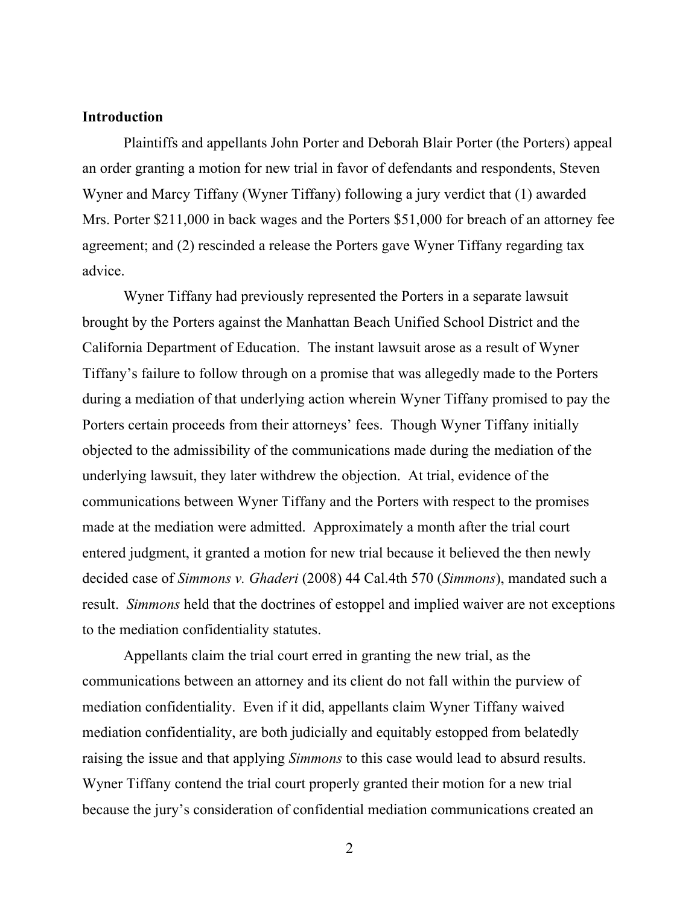**Introduction**

Plaintiffs and appellants John Porter and Deborah Blair Porter (the Porters) appeal an order granting a motion for new trial in favor of defendants and respondents, Steven Wyner and Marcy Tiffany (Wyner Tiffany) following a jury verdict that (1) awarded Mrs. Porter $211,000 in back wages and the Porters $51,000 for breach of an attorney fee agreement; and (2) rescinded a release the Porters gave Wyner Tiffany regarding tax advice.

Wyner Tiffany had previously represented the Porters in a separate lawsuit brought by the Porters against the Manhattan Beach Unified School District and the California Department of Education. The instant lawsuit arose as a result of Wyner Tiffany's failure to follow through on a promise that was allegedly made to the Porters during a mediation of that underlying action wherein Wyner Tiffany promised to pay the Porters certain proceeds from their attorneys' fees. Though Wyner Tiffany initially objected to the admissibility of the communications made during the mediation of the underlying lawsuit, they later withdrew the objection. At trial, evidence of the communications between Wyner Tiffany and the Porters with respect to the promises made at the mediation were admitted. Approximately a month after the trial court entered judgment, it granted a motion for new trial because it believed the then newly decided case of *Simmons v. Ghaderi* (2008) 44 Cal.4th 570 (*Simmons*), mandated such a result. *Simmons* held that the doctrines of estoppel and implied waiver are not exceptions to the mediation confidentiality statutes.

Appellants claim the trial court erred in granting the new trial, as the communications between an attorney and its client do not fall within the purview of mediation confidentiality. Even if it did, appellants claim Wyner Tiffany waived mediation confidentiality, are both judicially and equitably estopped from belatedly raising the issue and that applying *Simmons* to this case would lead to absurd results. Wyner Tiffany contend the trial court properly granted their motion for a new trial because the jury's consideration of confidential mediation communications created an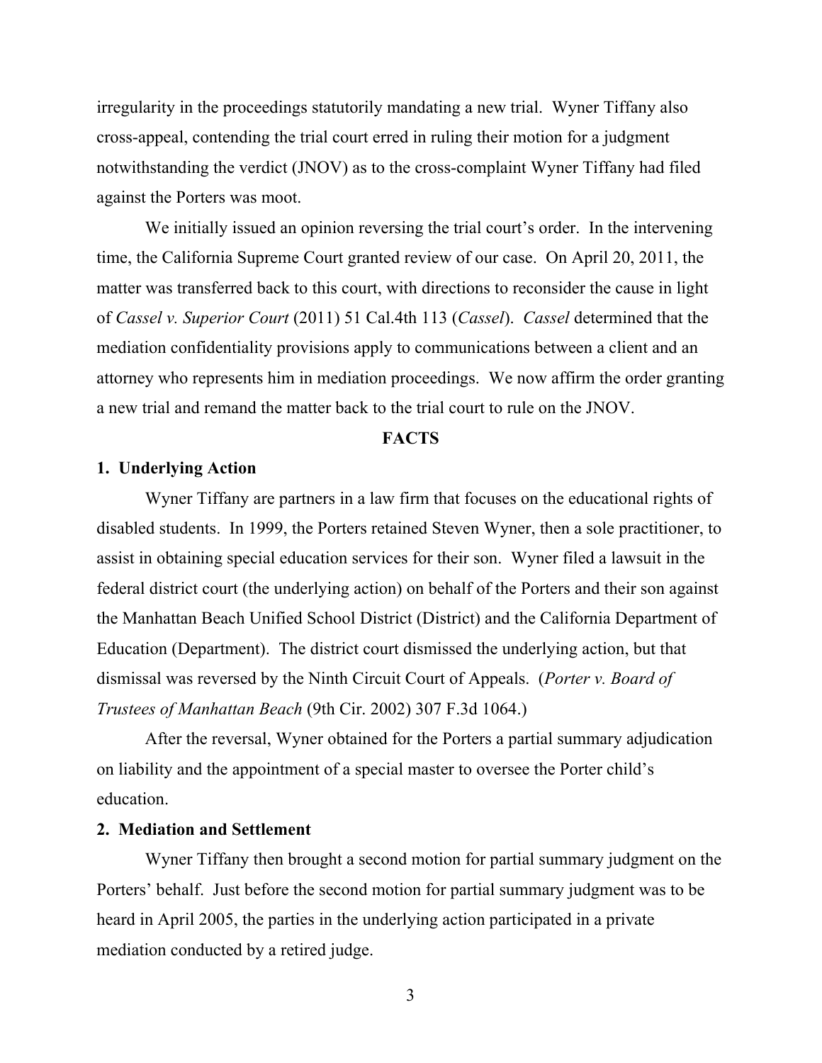irregularity in the proceedings statutorily mandating a new trial. Wyner Tiffany also cross-appeal, contending the trial court erred in ruling their motion for a judgment notwithstanding the verdict (JNOV) as to the cross-complaint Wyner Tiffany had filed against the Porters was moot.

We initially issued an opinion reversing the trial court's order. In the intervening time, the California Supreme Court granted review of our case. On April 20, 2011, the matter was transferred back to this court, with directions to reconsider the cause in light of *Cassel v. Superior Court* (2011) 51 Cal.4th 113 (*Cassel*). *Cassel* determined that the mediation confidentiality provisions apply to communications between a client and an attorney who represents him in mediation proceedings. We now affirm the order granting a new trial and remand the matter back to the trial court to rule on the JNOV.

## FACTS

### 1. Underlying Action

Wyner Tiffany are partners in a law firm that focuses on the educational rights of disabled students. In 1999, the Porters retained Steven Wyner, then a sole practitioner, to assist in obtaining special education services for their son. Wyner filed a lawsuit in the federal district court (the underlying action) on behalf of the Porters and their son against the Manhattan Beach Unified School District (District) and the California Department of Education (Department). The district court dismissed the underlying action, but that dismissal was reversed by the Ninth Circuit Court of Appeals. (*Porter v. Board of Trustees of Manhattan Beach* (9th Cir. 2002) 307 F.3d 1064.)

After the reversal, Wyner obtained for the Porters a partial summary adjudication on liability and the appointment of a special master to oversee the Porter child's education.

### 2. Mediation and Settlement

Wyner Tiffany then brought a second motion for partial summary judgment on the Porters' behalf. Just before the second motion for partial summary judgment was to be heard in April 2005, the parties in the underlying action participated in a private mediation conducted by a retired judge.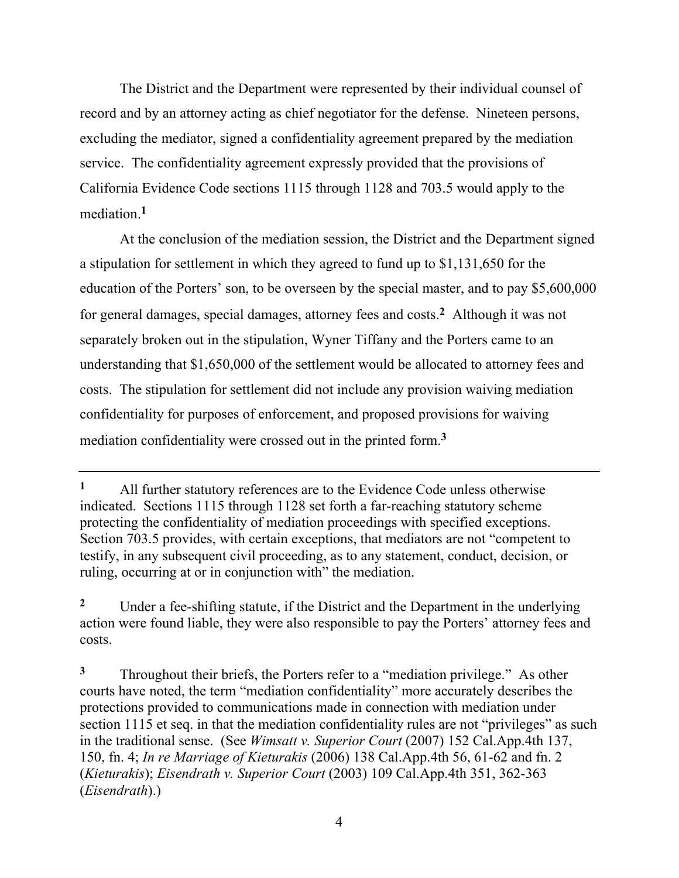The District and the Department were represented by their individual counsel of record and by an attorney acting as chief negotiator for the defense. Nineteen persons, excluding the mediator, signed a confidentiality agreement prepared by the mediation service. The confidentiality agreement expressly provided that the provisions of California Evidence Code sections 1115 through 1128 and 703.5 would apply to the mediation.[1]

At the conclusion of the mediation session, the District and the Department signed a stipulation for settlement in which they agreed to fund up to $1,131,650 for the education of the Porters' son, to be overseen by the special master, and to pay $5,600,000 for general damages, special damages, attorney fees and costs.[2] Although it was not separately broken out in the stipulation, Wyner Tiffany and the Porters came to an understanding that $1,650,000 of the settlement would be allocated to attorney fees and costs. The stipulation for settlement did not include any provision waiving mediation confidentiality for purposes of enforcement, and proposed provisions for waiving mediation confidentiality were crossed out in the printed form.[3]

---

[1] All further statutory references are to the Evidence Code unless otherwise indicated. Sections 1115 through 1128 set forth a far-reaching statutory scheme protecting the confidentiality of mediation proceedings with specified exceptions. Section 703.5 provides, with certain exceptions, that mediators are not "competent to testify, in any subsequent civil proceeding, as to any statement, conduct, decision, or ruling, occurring at or in conjunction with" the mediation.

[2] Under a fee-shifting statute, if the District and the Department in the underlying action were found liable, they were also responsible to pay the Porters' attorney fees and costs.

[3] Throughout their briefs, the Porters refer to a "mediation privilege." As other courts have noted, the term "mediation confidentiality" more accurately describes the protections provided to communications made in connection with mediation under section 1115 et seq. in that the mediation confidentiality rules are not "privileges" as such in the traditional sense. (See *Wimsatt v. Superior Court* (2007) 152 Cal.App.4th 137, 150, fn. 4; *In re Marriage of Kieturakis* (2006) 138 Cal.App.4th 56, 61-62 and fn. 2 (*Kieturakis*); *Eisendrath v. Superior Court* (2003) 109 Cal.App.4th 351, 362-363 (*Eisendrath*).)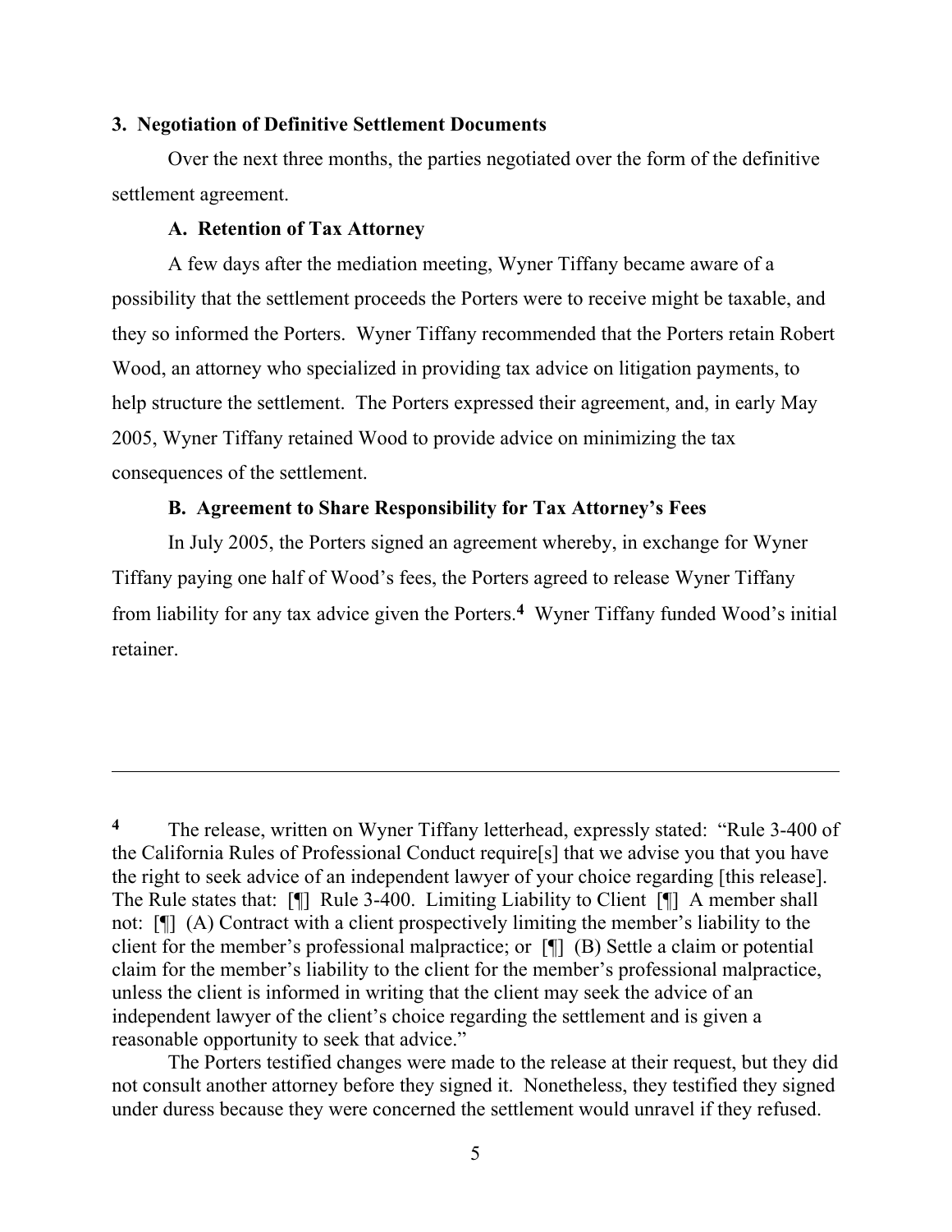### 3. Negotiation of Definitive Settlement Documents

Over the next three months, the parties negotiated over the form of the definitive settlement agreement.

#### A. Retention of Tax Attorney

A few days after the mediation meeting, Wyner Tiffany became aware of a possibility that the settlement proceeds the Porters were to receive might be taxable, and they so informed the Porters. Wyner Tiffany recommended that the Porters retain Robert Wood, an attorney who specialized in providing tax advice on litigation payments, to help structure the settlement. The Porters expressed their agreement, and, in early May 2005, Wyner Tiffany retained Wood to provide advice on minimizing the tax consequences of the settlement.

#### B. Agreement to Share Responsibility for Tax Attorney's Fees

In July 2005, the Porters signed an agreement whereby, in exchange for Wyner Tiffany paying one half of Wood's fees, the Porters agreed to release Wyner Tiffany from liability for any tax advice given the Porters.[4] Wyner Tiffany funded Wood's initial retainer.

---

[4] The release, written on Wyner Tiffany letterhead, expressly stated: "Rule 3-400 of the California Rules of Professional Conduct require[s] that we advise you that you have the right to seek advice of an independent lawyer of your choice regarding [this release]. The Rule states that: [¶] Rule 3-400. Limiting Liability to Client [¶] A member shall not: [¶] (A) Contract with a client prospectively limiting the member's liability to the client for the member's professional malpractice; or [¶] (B) Settle a claim or potential claim for the member's liability to the client for the member's professional malpractice, unless the client is informed in writing that the client may seek the advice of an independent lawyer of the client's choice regarding the settlement and is given a reasonable opportunity to seek that advice."

The Porters testified changes were made to the release at their request, but they did not consult another attorney before they signed it. Nonetheless, they testified they signed under duress because they were concerned the settlement would unravel if they refused.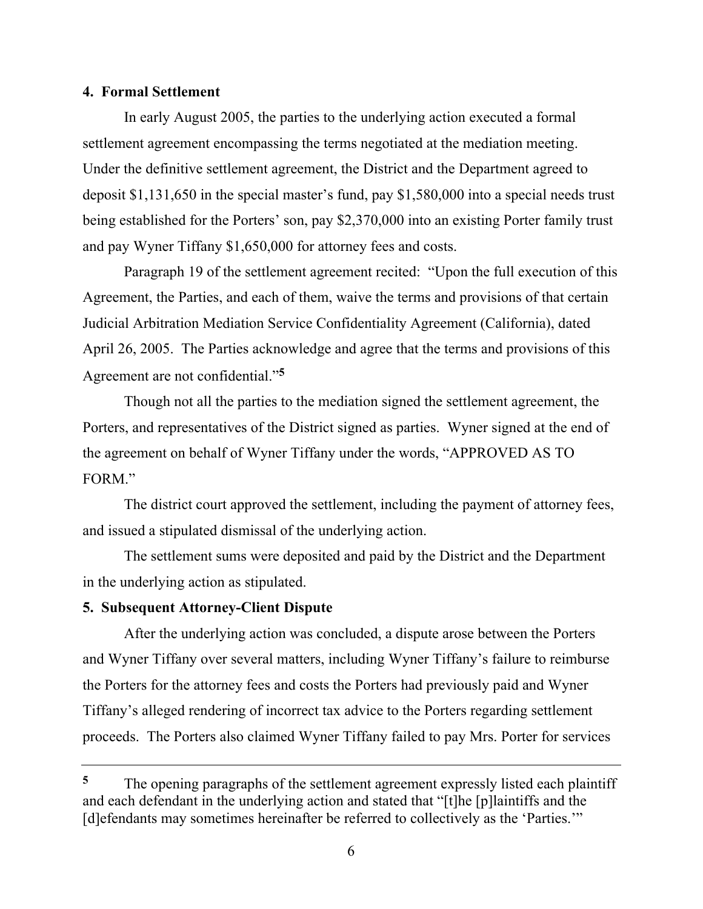**4. Formal Settlement**

In early August 2005, the parties to the underlying action executed a formal settlement agreement encompassing the terms negotiated at the mediation meeting. Under the definitive settlement agreement, the District and the Department agreed to deposit $1,131,650 in the special master's fund, pay $1,580,000 into a special needs trust being established for the Porters' son, pay $2,370,000 into an existing Porter family trust and pay Wyner Tiffany $1,650,000 for attorney fees and costs.

Paragraph 19 of the settlement agreement recited: "Upon the full execution of this Agreement, the Parties, and each of them, waive the terms and provisions of that certain Judicial Arbitration Mediation Service Confidentiality Agreement (California), dated April 26, 2005. The Parties acknowledge and agree that the terms and provisions of this Agreement are not confidential."[5]

Though not all the parties to the mediation signed the settlement agreement, the Porters, and representatives of the District signed as parties. Wyner signed at the end of the agreement on behalf of Wyner Tiffany under the words, "APPROVED AS TO FORM."

The district court approved the settlement, including the payment of attorney fees, and issued a stipulated dismissal of the underlying action.

The settlement sums were deposited and paid by the District and the Department in the underlying action as stipulated.

**5. Subsequent Attorney-Client Dispute**

After the underlying action was concluded, a dispute arose between the Porters and Wyner Tiffany over several matters, including Wyner Tiffany's failure to reimburse the Porters for the attorney fees and costs the Porters had previously paid and Wyner Tiffany's alleged rendering of incorrect tax advice to the Porters regarding settlement proceeds. The Porters also claimed Wyner Tiffany failed to pay Mrs. Porter for services

---

[5] The opening paragraphs of the settlement agreement expressly listed each plaintiff and each defendant in the underlying action and stated that "[t]he [p]laintiffs and the [d]efendants may sometimes hereinafter be referred to collectively as the 'Parties.'"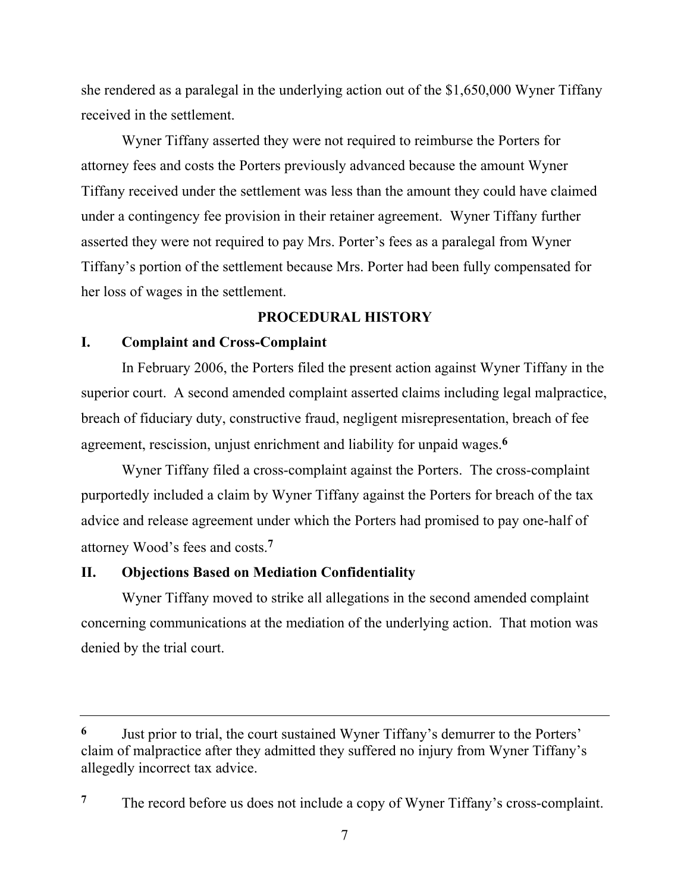she rendered as a paralegal in the underlying action out of the $1,650,000 Wyner Tiffany received in the settlement.

Wyner Tiffany asserted they were not required to reimburse the Porters for attorney fees and costs the Porters previously advanced because the amount Wyner Tiffany received under the settlement was less than the amount they could have claimed under a contingency fee provision in their retainer agreement. Wyner Tiffany further asserted they were not required to pay Mrs. Porter's fees as a paralegal from Wyner Tiffany's portion of the settlement because Mrs. Porter had been fully compensated for her loss of wages in the settlement.

## PROCEDURAL HISTORY

### I. Complaint and Cross-Complaint

In February 2006, the Porters filed the present action against Wyner Tiffany in the superior court. A second amended complaint asserted claims including legal malpractice, breach of fiduciary duty, constructive fraud, negligent misrepresentation, breach of fee agreement, rescission, unjust enrichment and liability for unpaid wages.[6]

Wyner Tiffany filed a cross-complaint against the Porters. The cross-complaint purportedly included a claim by Wyner Tiffany against the Porters for breach of the tax advice and release agreement under which the Porters had promised to pay one-half of attorney Wood's fees and costs.[7]

### II. Objections Based on Mediation Confidentiality

Wyner Tiffany moved to strike all allegations in the second amended complaint concerning communications at the mediation of the underlying action. That motion was denied by the trial court.

---

[6] Just prior to trial, the court sustained Wyner Tiffany's demurrer to the Porters' claim of malpractice after they admitted they suffered no injury from Wyner Tiffany's allegedly incorrect tax advice.

[7] The record before us does not include a copy of Wyner Tiffany's cross-complaint.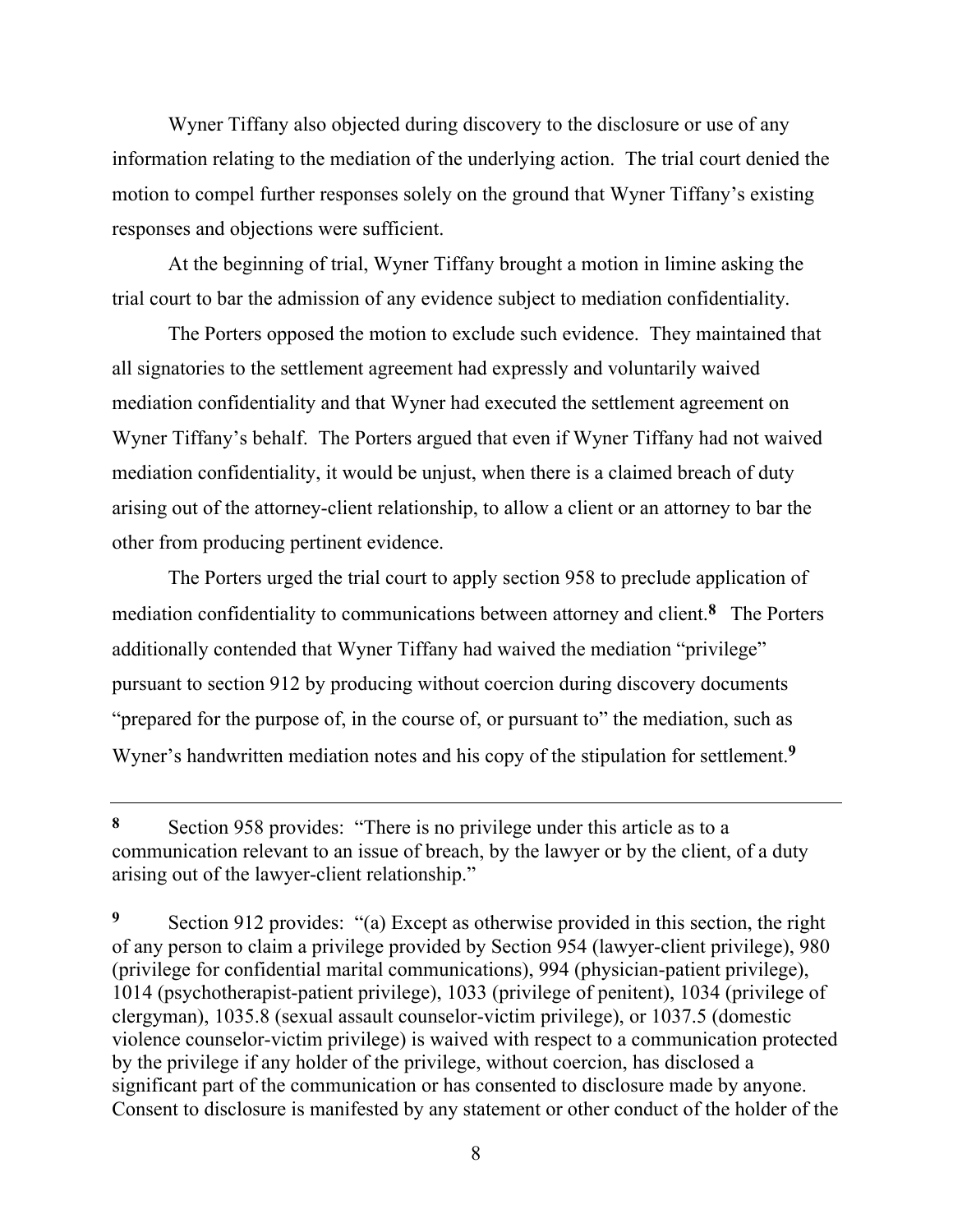Wyner Tiffany also objected during discovery to the disclosure or use of any information relating to the mediation of the underlying action. The trial court denied the motion to compel further responses solely on the ground that Wyner Tiffany's existing responses and objections were sufficient.

At the beginning of trial, Wyner Tiffany brought a motion in limine asking the trial court to bar the admission of any evidence subject to mediation confidentiality.

The Porters opposed the motion to exclude such evidence. They maintained that all signatories to the settlement agreement had expressly and voluntarily waived mediation confidentiality and that Wyner had executed the settlement agreement on Wyner Tiffany's behalf. The Porters argued that even if Wyner Tiffany had not waived mediation confidentiality, it would be unjust, when there is a claimed breach of duty arising out of the attorney-client relationship, to allow a client or an attorney to bar the other from producing pertinent evidence.

The Porters urged the trial court to apply section 958 to preclude application of mediation confidentiality to communications between attorney and client.[8] The Porters additionally contended that Wyner Tiffany had waived the mediation "privilege" pursuant to section 912 by producing without coercion during discovery documents "prepared for the purpose of, in the course of, or pursuant to" the mediation, such as Wyner's handwritten mediation notes and his copy of the stipulation for settlement.[9]

---

**8** Section 958 provides: "There is no privilege under this article as to a communication relevant to an issue of breach, by the lawyer or by the client, of a duty arising out of the lawyer-client relationship."

**9** Section 912 provides: "(a) Except as otherwise provided in this section, the right of any person to claim a privilege provided by Section 954 (lawyer-client privilege), 980 (privilege for confidential marital communications), 994 (physician-patient privilege), 1014 (psychotherapist-patient privilege), 1033 (privilege of penitent), 1034 (privilege of clergyman), 1035.8 (sexual assault counselor-victim privilege), or 1037.5 (domestic violence counselor-victim privilege) is waived with respect to a communication protected by the privilege if any holder of the privilege, without coercion, has disclosed a significant part of the communication or has consented to disclosure made by anyone. Consent to disclosure is manifested by any statement or other conduct of the holder of the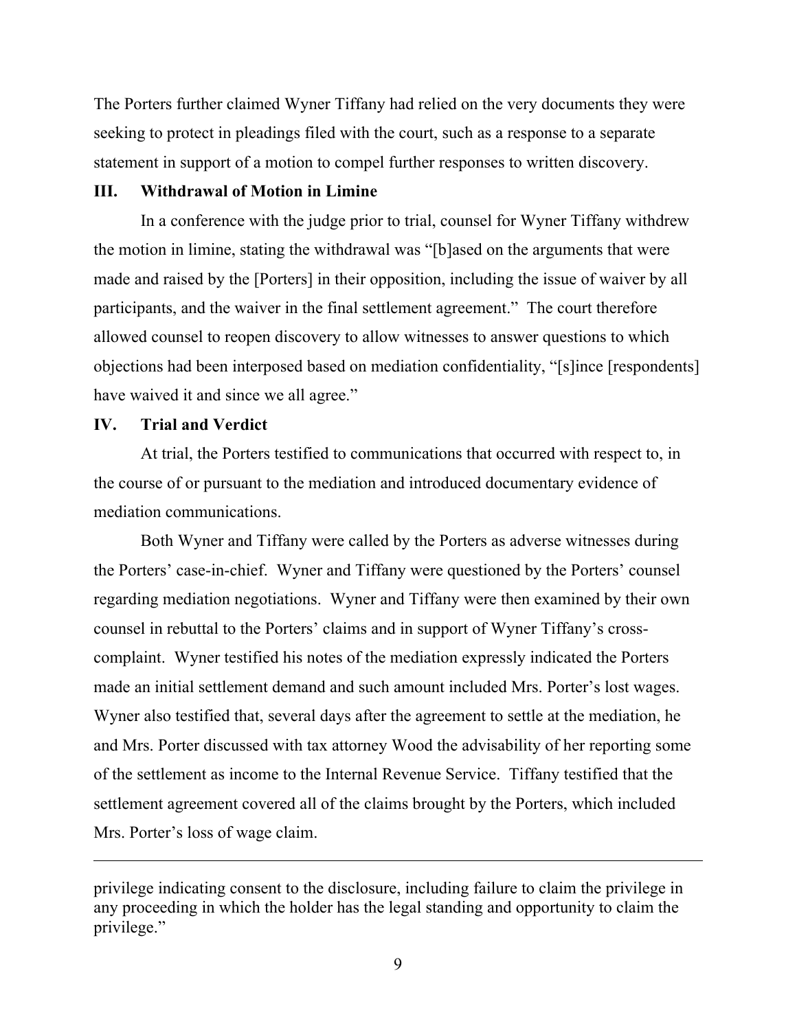The Porters further claimed Wyner Tiffany had relied on the very documents they were seeking to protect in pleadings filed with the court, such as a response to a separate statement in support of a motion to compel further responses to written discovery.

## III. Withdrawal of Motion in Limine

In a conference with the judge prior to trial, counsel for Wyner Tiffany withdrew the motion in limine, stating the withdrawal was "[b]ased on the arguments that were made and raised by the [Porters] in their opposition, including the issue of waiver by all participants, and the waiver in the final settlement agreement." The court therefore allowed counsel to reopen discovery to allow witnesses to answer questions to which objections had been interposed based on mediation confidentiality, "[s]ince [respondents] have waived it and since we all agree."

## IV. Trial and Verdict

At trial, the Porters testified to communications that occurred with respect to, in the course of or pursuant to the mediation and introduced documentary evidence of mediation communications.

Both Wyner and Tiffany were called by the Porters as adverse witnesses during the Porters' case-in-chief. Wyner and Tiffany were questioned by the Porters' counsel regarding mediation negotiations. Wyner and Tiffany were then examined by their own counsel in rebuttal to the Porters' claims and in support of Wyner Tiffany's cross-complaint. Wyner testified his notes of the mediation expressly indicated the Porters made an initial settlement demand and such amount included Mrs. Porter's lost wages. Wyner also testified that, several days after the agreement to settle at the mediation, he and Mrs. Porter discussed with tax attorney Wood the advisability of her reporting some of the settlement as income to the Internal Revenue Service. Tiffany testified that the settlement agreement covered all of the claims brought by the Porters, which included Mrs. Porter's loss of wage claim.

---

privilege indicating consent to the disclosure, including failure to claim the privilege in any proceeding in which the holder has the legal standing and opportunity to claim the privilege."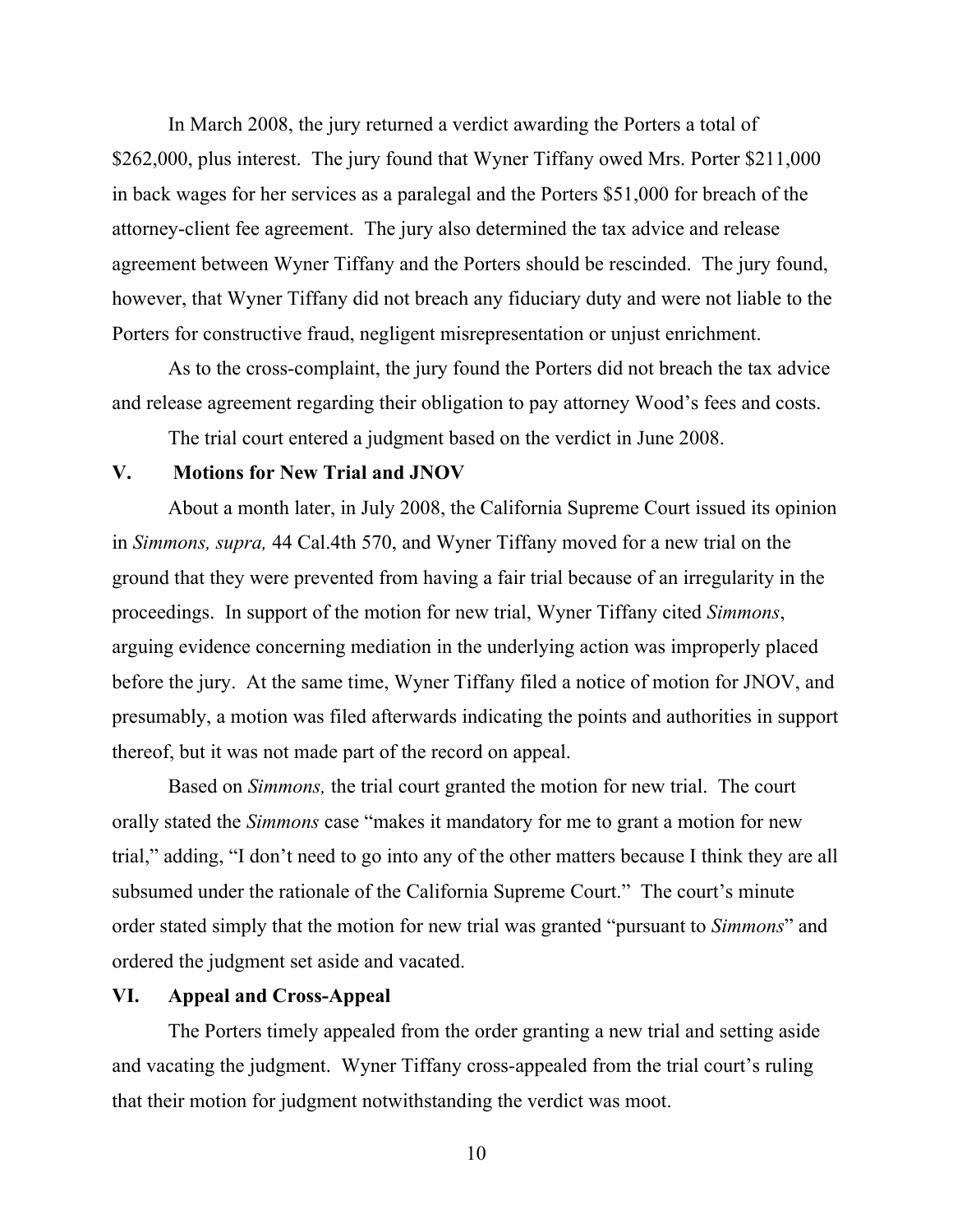In March 2008, the jury returned a verdict awarding the Porters a total of $262,000, plus interest. The jury found that Wyner Tiffany owed Mrs. Porter $211,000 in back wages for her services as a paralegal and the Porters $51,000 for breach of the attorney-client fee agreement. The jury also determined the tax advice and release agreement between Wyner Tiffany and the Porters should be rescinded. The jury found, however, that Wyner Tiffany did not breach any fiduciary duty and were not liable to the Porters for constructive fraud, negligent misrepresentation or unjust enrichment.

As to the cross-complaint, the jury found the Porters did not breach the tax advice and release agreement regarding their obligation to pay attorney Wood's fees and costs.

The trial court entered a judgment based on the verdict in June 2008.

## V. Motions for New Trial and JNOV

About a month later, in July 2008, the California Supreme Court issued its opinion in *Simmons, supra,* 44 Cal.4th 570, and Wyner Tiffany moved for a new trial on the ground that they were prevented from having a fair trial because of an irregularity in the proceedings. In support of the motion for new trial, Wyner Tiffany cited *Simmons*, arguing evidence concerning mediation in the underlying action was improperly placed before the jury. At the same time, Wyner Tiffany filed a notice of motion for JNOV, and presumably, a motion was filed afterwards indicating the points and authorities in support thereof, but it was not made part of the record on appeal.

Based on *Simmons,* the trial court granted the motion for new trial. The court orally stated the *Simmons* case "makes it mandatory for me to grant a motion for new trial," adding, "I don't need to go into any of the other matters because I think they are all subsumed under the rationale of the California Supreme Court." The court's minute order stated simply that the motion for new trial was granted "pursuant to *Simmons*" and ordered the judgment set aside and vacated.

## VI. Appeal and Cross-Appeal

The Porters timely appealed from the order granting a new trial and setting aside and vacating the judgment. Wyner Tiffany cross-appealed from the trial court's ruling that their motion for judgment notwithstanding the verdict was moot.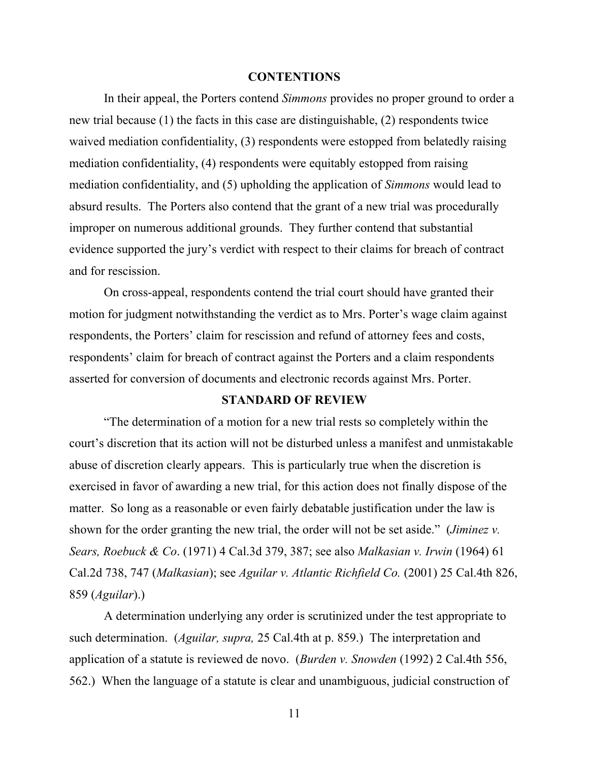## CONTENTIONS

In their appeal, the Porters contend *Simmons* provides no proper ground to order a new trial because (1) the facts in this case are distinguishable, (2) respondents twice waived mediation confidentiality, (3) respondents were estopped from belatedly raising mediation confidentiality, (4) respondents were equitably estopped from raising mediation confidentiality, and (5) upholding the application of *Simmons* would lead to absurd results. The Porters also contend that the grant of a new trial was procedurally improper on numerous additional grounds. They further contend that substantial evidence supported the jury's verdict with respect to their claims for breach of contract and for rescission.

On cross-appeal, respondents contend the trial court should have granted their motion for judgment notwithstanding the verdict as to Mrs. Porter's wage claim against respondents, the Porters' claim for rescission and refund of attorney fees and costs, respondents' claim for breach of contract against the Porters and a claim respondents asserted for conversion of documents and electronic records against Mrs. Porter.

## STANDARD OF REVIEW

"The determination of a motion for a new trial rests so completely within the court's discretion that its action will not be disturbed unless a manifest and unmistakable abuse of discretion clearly appears. This is particularly true when the discretion is exercised in favor of awarding a new trial, for this action does not finally dispose of the matter. So long as a reasonable or even fairly debatable justification under the law is shown for the order granting the new trial, the order will not be set aside." (*Jiminez v. Sears, Roebuck & Co*. (1971) 4 Cal.3d 379, 387; see also *Malkasian v. Irwin* (1964) 61 Cal.2d 738, 747 (*Malkasian*); see *Aguilar v. Atlantic Richfield Co.* (2001) 25 Cal.4th 826, 859 (*Aguilar*).)

A determination underlying any order is scrutinized under the test appropriate to such determination. (*Aguilar, supra,* 25 Cal.4th at p. 859.) The interpretation and application of a statute is reviewed de novo. (*Burden v. Snowden* (1992) 2 Cal.4th 556, 562.) When the language of a statute is clear and unambiguous, judicial construction of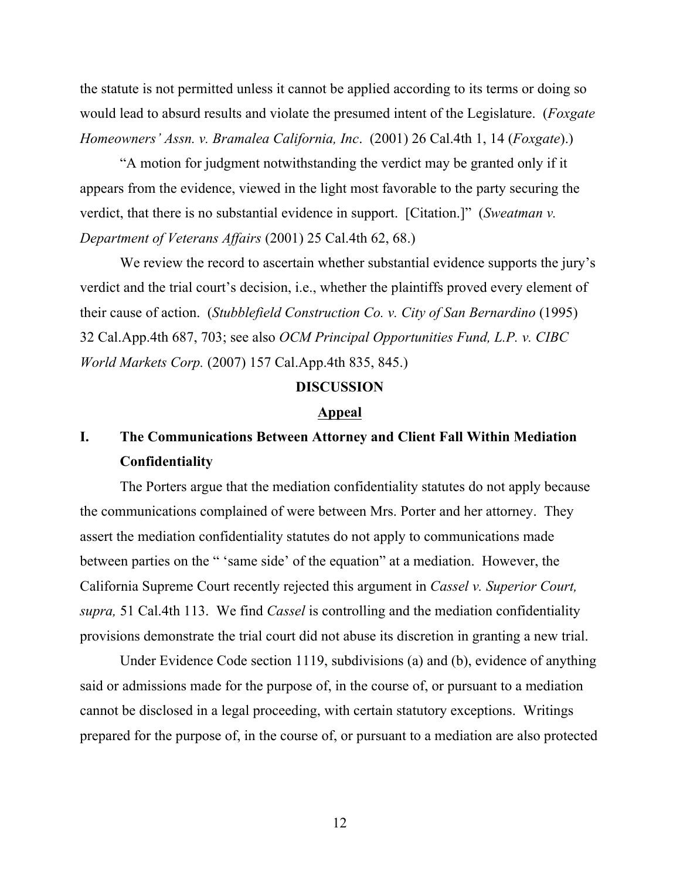the statute is not permitted unless it cannot be applied according to its terms or doing so would lead to absurd results and violate the presumed intent of the Legislature. (*Foxgate Homeowners' Assn. v. Bramalea California, Inc*. (2001) 26 Cal.4th 1, 14 (*Foxgate*).)

"A motion for judgment notwithstanding the verdict may be granted only if it appears from the evidence, viewed in the light most favorable to the party securing the verdict, that there is no substantial evidence in support. [Citation.]" (*Sweatman v. Department of Veterans Affairs* (2001) 25 Cal.4th 62, 68.)

We review the record to ascertain whether substantial evidence supports the jury's verdict and the trial court's decision, i.e., whether the plaintiffs proved every element of their cause of action. (*Stubblefield Construction Co. v. City of San Bernardino* (1995) 32 Cal.App.4th 687, 703; see also *OCM Principal Opportunities Fund, L.P. v. CIBC World Markets Corp.* (2007) 157 Cal.App.4th 835, 845.)

## DISCUSSION

### Appeal

### I. The Communications Between Attorney and Client Fall Within Mediation Confidentiality

The Porters argue that the mediation confidentiality statutes do not apply because the communications complained of were between Mrs. Porter and her attorney. They assert the mediation confidentiality statutes do not apply to communications made between parties on the " 'same side' of the equation" at a mediation. However, the California Supreme Court recently rejected this argument in *Cassel v. Superior Court, supra,* 51 Cal.4th 113. We find *Cassel* is controlling and the mediation confidentiality provisions demonstrate the trial court did not abuse its discretion in granting a new trial.

Under Evidence Code section 1119, subdivisions (a) and (b), evidence of anything said or admissions made for the purpose of, in the course of, or pursuant to a mediation cannot be disclosed in a legal proceeding, with certain statutory exceptions. Writings prepared for the purpose of, in the course of, or pursuant to a mediation are also protected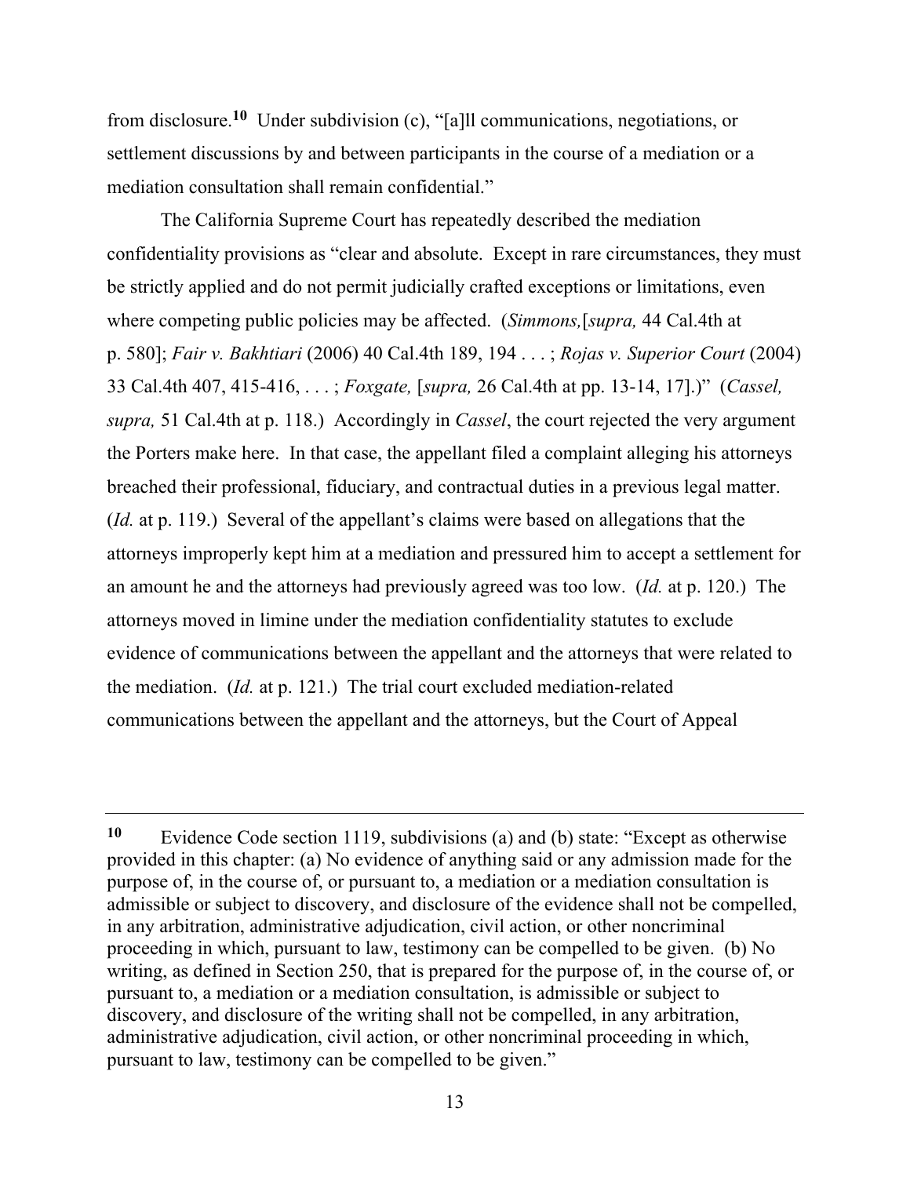from disclosure.[10] Under subdivision (c), "[a]ll communications, negotiations, or settlement discussions by and between participants in the course of a mediation or a mediation consultation shall remain confidential."

The California Supreme Court has repeatedly described the mediation confidentiality provisions as "clear and absolute. Except in rare circumstances, they must be strictly applied and do not permit judicially crafted exceptions or limitations, even where competing public policies may be affected. (*Simmons,*[*supra,* 44 Cal.4th at p. 580]; *Fair v. Bakhtiari* (2006) 40 Cal.4th 189, 194 . . . ; *Rojas v. Superior Court* (2004) 33 Cal.4th 407, 415-416, . . . ; *Foxgate,* [*supra,* 26 Cal.4th at pp. 13-14, 17].)" (*Cassel, supra,* 51 Cal.4th at p. 118.) Accordingly in *Cassel*, the court rejected the very argument the Porters make here. In that case, the appellant filed a complaint alleging his attorneys breached their professional, fiduciary, and contractual duties in a previous legal matter. (*Id.* at p. 119.) Several of the appellant's claims were based on allegations that the attorneys improperly kept him at a mediation and pressured him to accept a settlement for an amount he and the attorneys had previously agreed was too low. (*Id.* at p. 120.) The attorneys moved in limine under the mediation confidentiality statutes to exclude evidence of communications between the appellant and the attorneys that were related to the mediation. (*Id.* at p. 121.) The trial court excluded mediation-related communications between the appellant and the attorneys, but the Court of Appeal

---

[10] Evidence Code section 1119, subdivisions (a) and (b) state: "Except as otherwise provided in this chapter: (a) No evidence of anything said or any admission made for the purpose of, in the course of, or pursuant to, a mediation or a mediation consultation is admissible or subject to discovery, and disclosure of the evidence shall not be compelled, in any arbitration, administrative adjudication, civil action, or other noncriminal proceeding in which, pursuant to law, testimony can be compelled to be given. (b) No writing, as defined in Section 250, that is prepared for the purpose of, in the course of, or pursuant to, a mediation or a mediation consultation, is admissible or subject to discovery, and disclosure of the writing shall not be compelled, in any arbitration, administrative adjudication, civil action, or other noncriminal proceeding in which, pursuant to law, testimony can be compelled to be given."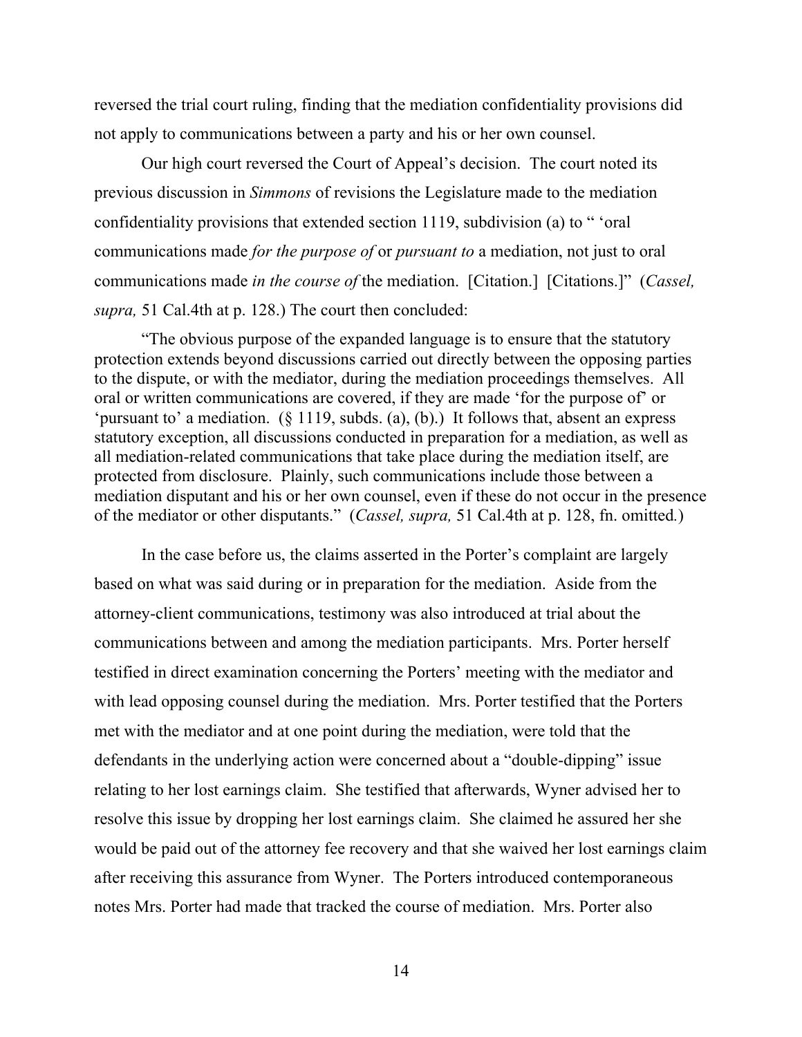reversed the trial court ruling, finding that the mediation confidentiality provisions did not apply to communications between a party and his or her own counsel.

Our high court reversed the Court of Appeal's decision. The court noted its previous discussion in *Simmons* of revisions the Legislature made to the mediation confidentiality provisions that extended section 1119, subdivision (a) to " 'oral communications made *for the purpose of* or *pursuant to* a mediation, not just to oral communications made *in the course of* the mediation. [Citation.] [Citations.]" (*Cassel, supra,* 51 Cal.4th at p. 128.) The court then concluded:

> "The obvious purpose of the expanded language is to ensure that the statutory protection extends beyond discussions carried out directly between the opposing parties to the dispute, or with the mediator, during the mediation proceedings themselves. All oral or written communications are covered, if they are made 'for the purpose of' or 'pursuant to' a mediation. (§ 1119, subds. (a), (b).) It follows that, absent an express statutory exception, all discussions conducted in preparation for a mediation, as well as all mediation-related communications that take place during the mediation itself, are protected from disclosure. Plainly, such communications include those between a mediation disputant and his or her own counsel, even if these do not occur in the presence of the mediator or other disputants." (*Cassel, supra,* 51 Cal.4th at p. 128, fn. omitted*.*)

In the case before us, the claims asserted in the Porter's complaint are largely based on what was said during or in preparation for the mediation. Aside from the attorney-client communications, testimony was also introduced at trial about the communications between and among the mediation participants. Mrs. Porter herself testified in direct examination concerning the Porters' meeting with the mediator and with lead opposing counsel during the mediation. Mrs. Porter testified that the Porters met with the mediator and at one point during the mediation, were told that the defendants in the underlying action were concerned about a "double-dipping" issue relating to her lost earnings claim. She testified that afterwards, Wyner advised her to resolve this issue by dropping her lost earnings claim. She claimed he assured her she would be paid out of the attorney fee recovery and that she waived her lost earnings claim after receiving this assurance from Wyner. The Porters introduced contemporaneous notes Mrs. Porter had made that tracked the course of mediation. Mrs. Porter also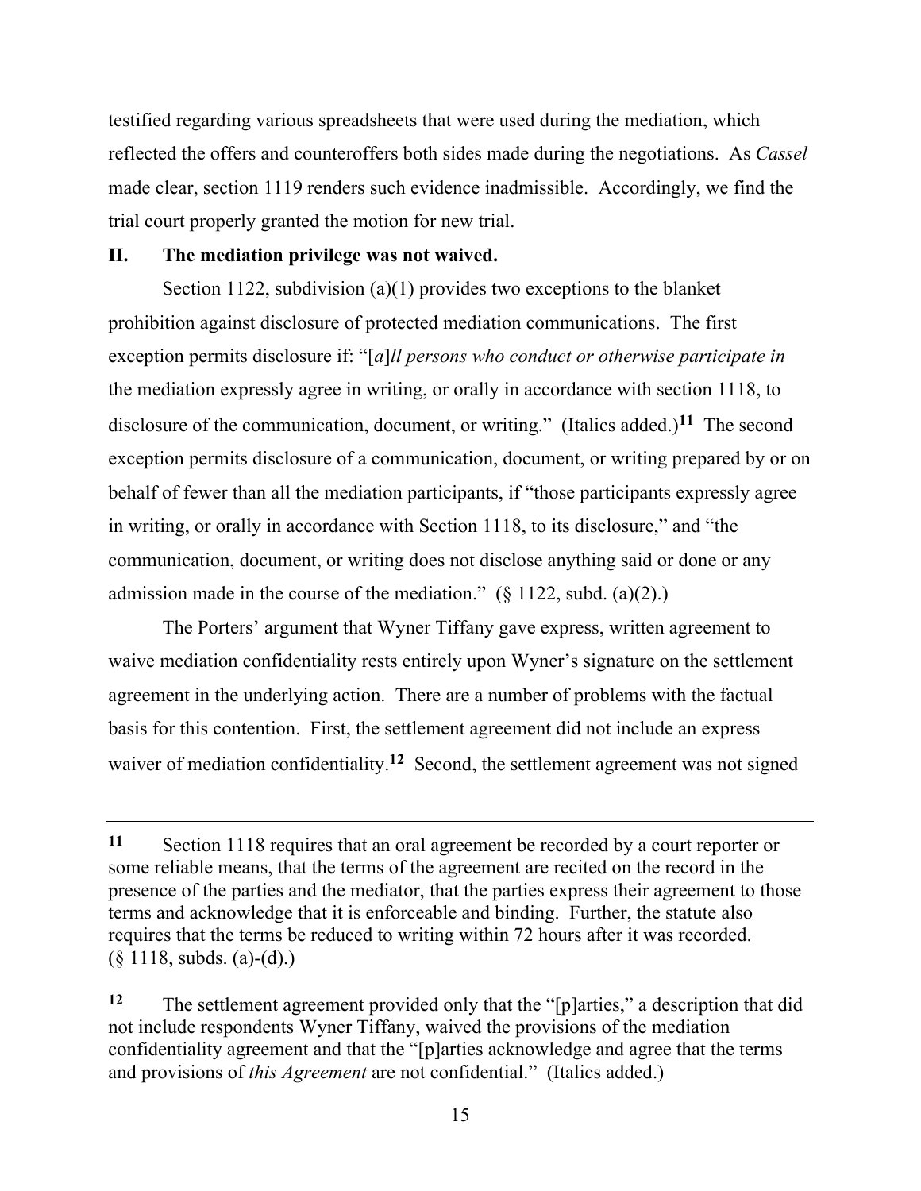testified regarding various spreadsheets that were used during the mediation, which reflected the offers and counteroffers both sides made during the negotiations. As *Cassel* made clear, section 1119 renders such evidence inadmissible. Accordingly, we find the trial court properly granted the motion for new trial.

## II. The mediation privilege was not waived.

Section 1122, subdivision (a)(1) provides two exceptions to the blanket prohibition against disclosure of protected mediation communications. The first exception permits disclosure if: "[*a*]*ll persons who conduct or otherwise participate in* the mediation expressly agree in writing, or orally in accordance with section 1118, to disclosure of the communication, document, or writing." (Italics added.)[11] The second exception permits disclosure of a communication, document, or writing prepared by or on behalf of fewer than all the mediation participants, if "those participants expressly agree in writing, or orally in accordance with Section 1118, to its disclosure," and "the communication, document, or writing does not disclose anything said or done or any admission made in the course of the mediation." (§ 1122, subd. (a)(2).)

The Porters' argument that Wyner Tiffany gave express, written agreement to waive mediation confidentiality rests entirely upon Wyner's signature on the settlement agreement in the underlying action. There are a number of problems with the factual basis for this contention. First, the settlement agreement did not include an express waiver of mediation confidentiality.[12] Second, the settlement agreement was not signed

---

[11] Section 1118 requires that an oral agreement be recorded by a court reporter or some reliable means, that the terms of the agreement are recited on the record in the presence of the parties and the mediator, that the parties express their agreement to those terms and acknowledge that it is enforceable and binding. Further, the statute also requires that the terms be reduced to writing within 72 hours after it was recorded. (§ 1118, subds. (a)-(d).)

[12] The settlement agreement provided only that the "[p]arties," a description that did not include respondents Wyner Tiffany, waived the provisions of the mediation confidentiality agreement and that the "[p]arties acknowledge and agree that the terms and provisions of *this Agreement* are not confidential." (Italics added.)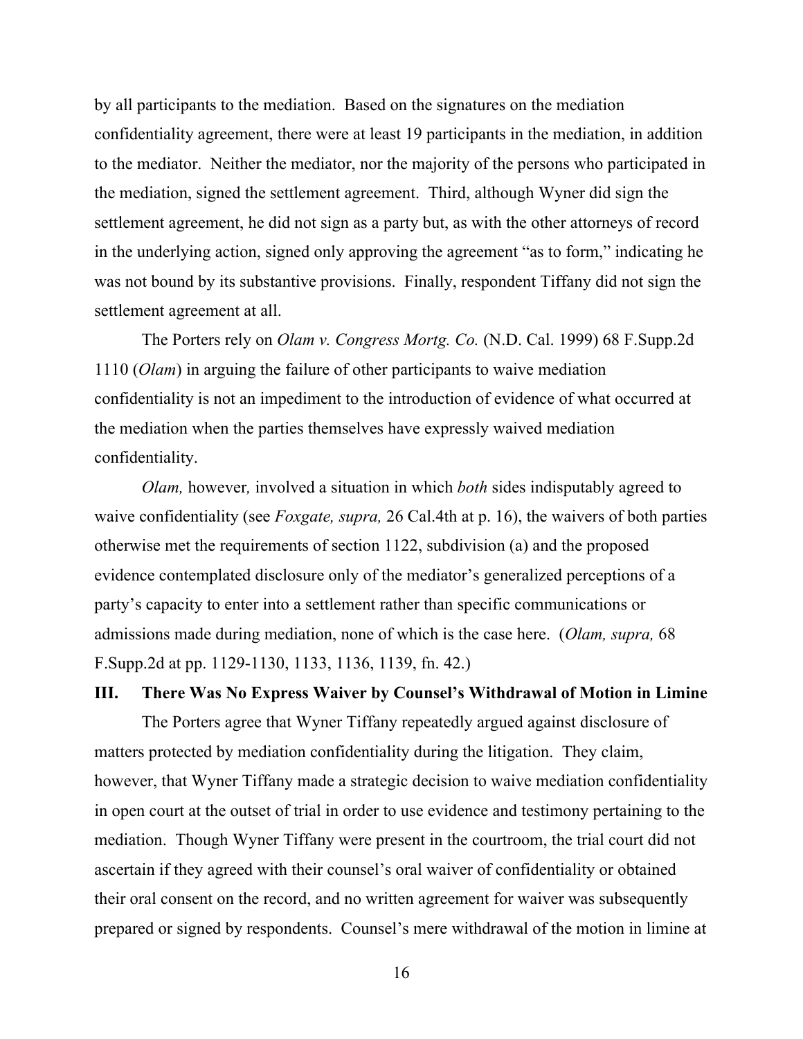by all participants to the mediation. Based on the signatures on the mediation confidentiality agreement, there were at least 19 participants in the mediation, in addition to the mediator. Neither the mediator, nor the majority of the persons who participated in the mediation, signed the settlement agreement. Third, although Wyner did sign the settlement agreement, he did not sign as a party but, as with the other attorneys of record in the underlying action, signed only approving the agreement "as to form," indicating he was not bound by its substantive provisions. Finally, respondent Tiffany did not sign the settlement agreement at all.

The Porters rely on *Olam v. Congress Mortg. Co.* (N.D. Cal. 1999) 68 F.Supp.2d 1110 (*Olam*) in arguing the failure of other participants to waive mediation confidentiality is not an impediment to the introduction of evidence of what occurred at the mediation when the parties themselves have expressly waived mediation confidentiality.

*Olam,* however*,* involved a situation in which *both* sides indisputably agreed to waive confidentiality (see *Foxgate, supra,* 26 Cal.4th at p. 16), the waivers of both parties otherwise met the requirements of section 1122, subdivision (a) and the proposed evidence contemplated disclosure only of the mediator's generalized perceptions of a party's capacity to enter into a settlement rather than specific communications or admissions made during mediation, none of which is the case here. (*Olam, supra,* 68 F.Supp.2d at pp. 1129-1130, 1133, 1136, 1139, fn. 42.)

### III. There Was No Express Waiver by Counsel's Withdrawal of Motion in Limine

The Porters agree that Wyner Tiffany repeatedly argued against disclosure of matters protected by mediation confidentiality during the litigation. They claim, however, that Wyner Tiffany made a strategic decision to waive mediation confidentiality in open court at the outset of trial in order to use evidence and testimony pertaining to the mediation. Though Wyner Tiffany were present in the courtroom, the trial court did not ascertain if they agreed with their counsel's oral waiver of confidentiality or obtained their oral consent on the record, and no written agreement for waiver was subsequently prepared or signed by respondents. Counsel's mere withdrawal of the motion in limine at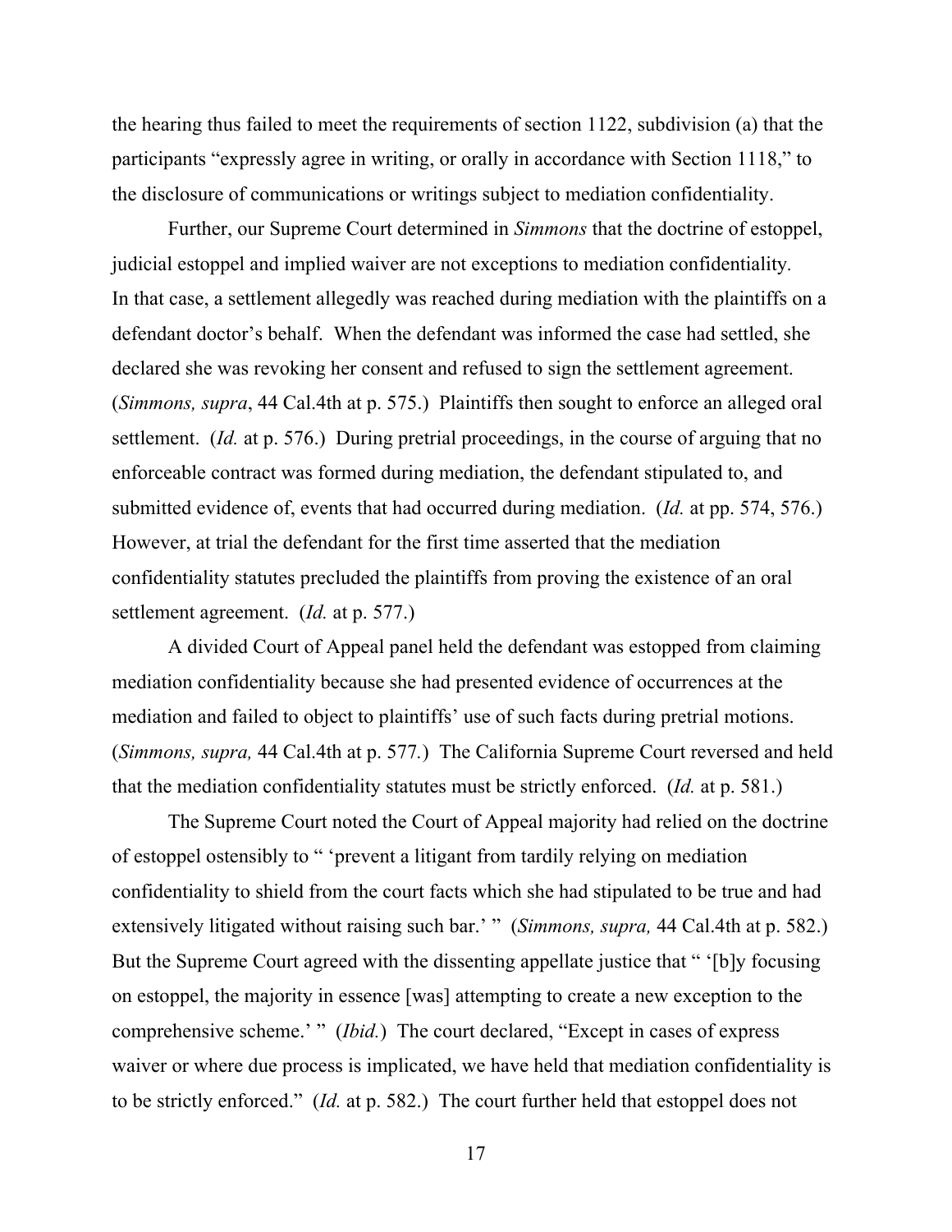the hearing thus failed to meet the requirements of section 1122, subdivision (a) that the participants "expressly agree in writing, or orally in accordance with Section 1118," to the disclosure of communications or writings subject to mediation confidentiality.

Further, our Supreme Court determined in *Simmons* that the doctrine of estoppel, judicial estoppel and implied waiver are not exceptions to mediation confidentiality. In that case, a settlement allegedly was reached during mediation with the plaintiffs on a defendant doctor's behalf. When the defendant was informed the case had settled, she declared she was revoking her consent and refused to sign the settlement agreement. (*Simmons, supra*, 44 Cal.4th at p. 575.) Plaintiffs then sought to enforce an alleged oral settlement. (*Id.* at p. 576.) During pretrial proceedings, in the course of arguing that no enforceable contract was formed during mediation, the defendant stipulated to, and submitted evidence of, events that had occurred during mediation. (*Id.* at pp. 574, 576.) However, at trial the defendant for the first time asserted that the mediation confidentiality statutes precluded the plaintiffs from proving the existence of an oral settlement agreement. (*Id.* at p. 577.)

A divided Court of Appeal panel held the defendant was estopped from claiming mediation confidentiality because she had presented evidence of occurrences at the mediation and failed to object to plaintiffs' use of such facts during pretrial motions. (*Simmons, supra,* 44 Cal.4th at p. 577.) The California Supreme Court reversed and held that the mediation confidentiality statutes must be strictly enforced. (*Id.* at p. 581.)

The Supreme Court noted the Court of Appeal majority had relied on the doctrine of estoppel ostensibly to " 'prevent a litigant from tardily relying on mediation confidentiality to shield from the court facts which she had stipulated to be true and had extensively litigated without raising such bar.' " (*Simmons, supra,* 44 Cal.4th at p. 582.) But the Supreme Court agreed with the dissenting appellate justice that " '[b]y focusing on estoppel, the majority in essence [was] attempting to create a new exception to the comprehensive scheme.' " (*Ibid.*) The court declared, "Except in cases of express waiver or where due process is implicated, we have held that mediation confidentiality is to be strictly enforced." (*Id.* at p. 582.) The court further held that estoppel does not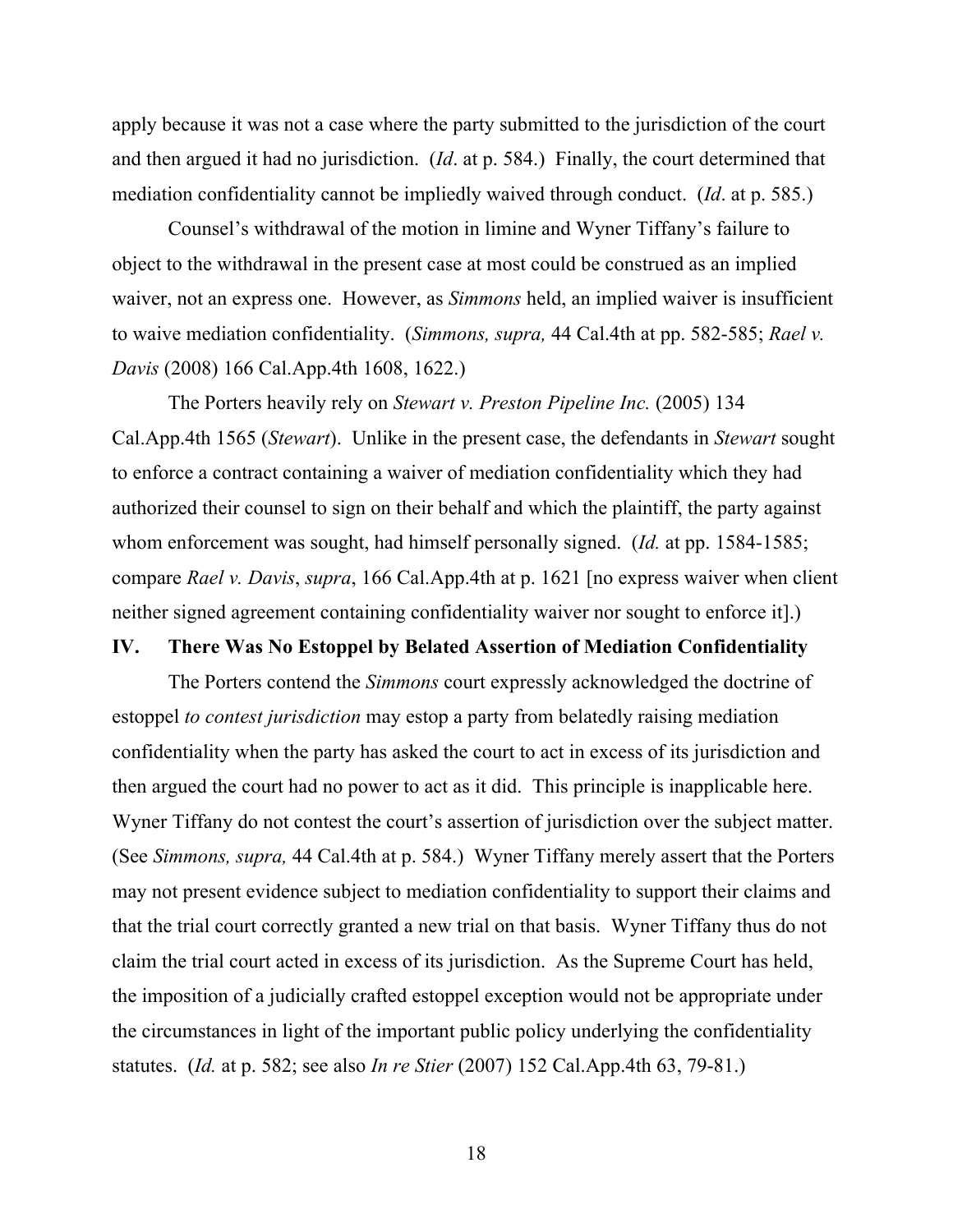apply because it was not a case where the party submitted to the jurisdiction of the court and then argued it had no jurisdiction. (*Id*. at p. 584.) Finally, the court determined that mediation confidentiality cannot be impliedly waived through conduct. (*Id*. at p. 585.)

Counsel's withdrawal of the motion in limine and Wyner Tiffany's failure to object to the withdrawal in the present case at most could be construed as an implied waiver, not an express one. However, as *Simmons* held, an implied waiver is insufficient to waive mediation confidentiality. (*Simmons, supra,* 44 Cal.4th at pp. 582-585; *Rael v. Davis* (2008) 166 Cal.App.4th 1608, 1622.)

The Porters heavily rely on *Stewart v. Preston Pipeline Inc.* (2005) 134 Cal.App.4th 1565 (*Stewart*). Unlike in the present case, the defendants in *Stewart* sought to enforce a contract containing a waiver of mediation confidentiality which they had authorized their counsel to sign on their behalf and which the plaintiff, the party against whom enforcement was sought, had himself personally signed. (*Id.* at pp. 1584-1585; compare *Rael v. Davis*, *supra*, 166 Cal.App.4th at p. 1621 [no express waiver when client neither signed agreement containing confidentiality waiver nor sought to enforce it].)

## IV. There Was No Estoppel by Belated Assertion of Mediation Confidentiality

The Porters contend the *Simmons* court expressly acknowledged the doctrine of estoppel *to contest jurisdiction* may estop a party from belatedly raising mediation confidentiality when the party has asked the court to act in excess of its jurisdiction and then argued the court had no power to act as it did. This principle is inapplicable here. Wyner Tiffany do not contest the court's assertion of jurisdiction over the subject matter. (See *Simmons, supra,* 44 Cal.4th at p. 584.) Wyner Tiffany merely assert that the Porters may not present evidence subject to mediation confidentiality to support their claims and that the trial court correctly granted a new trial on that basis. Wyner Tiffany thus do not claim the trial court acted in excess of its jurisdiction. As the Supreme Court has held, the imposition of a judicially crafted estoppel exception would not be appropriate under the circumstances in light of the important public policy underlying the confidentiality statutes. (*Id.* at p. 582; see also *In re Stier* (2007) 152 Cal.App.4th 63, 79-81.)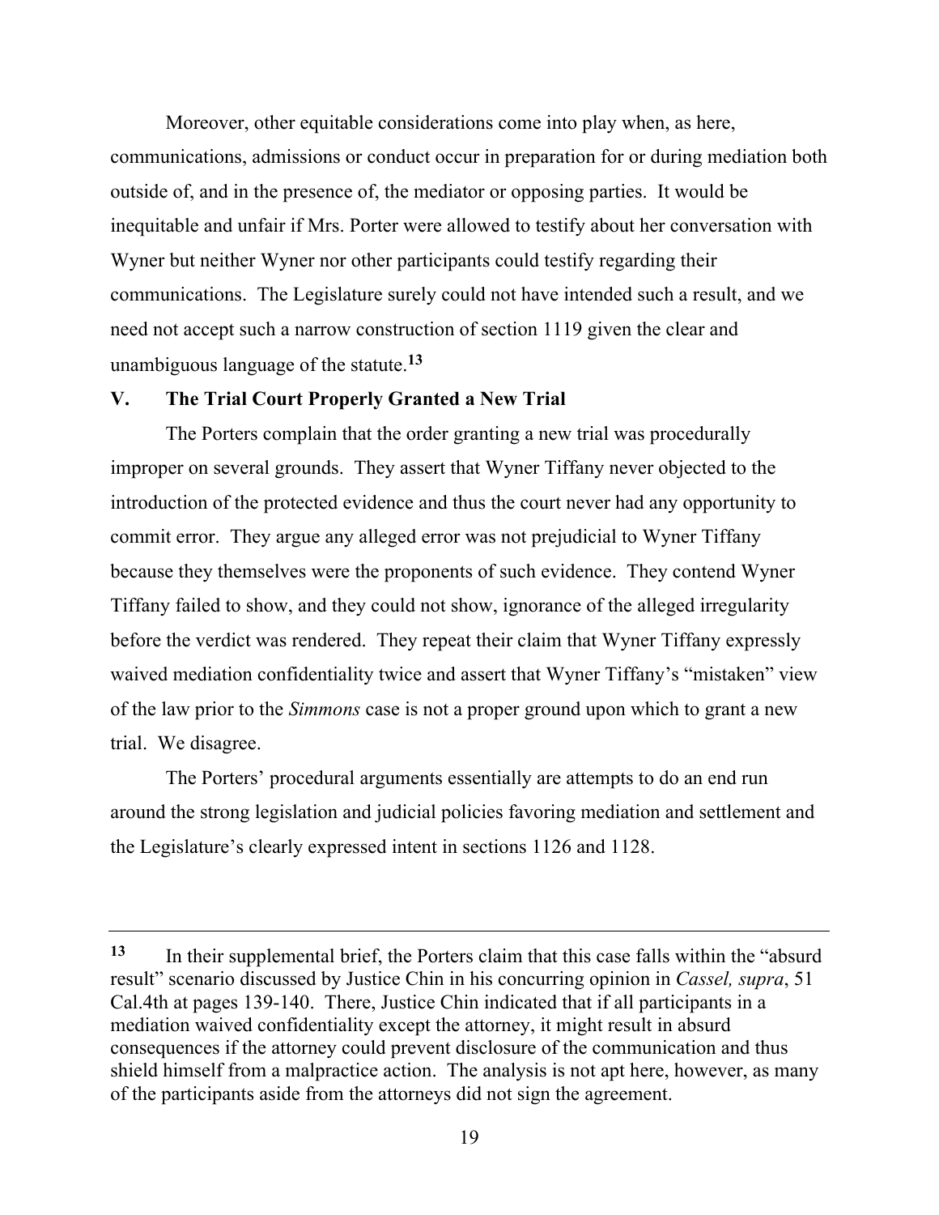Moreover, other equitable considerations come into play when, as here, communications, admissions or conduct occur in preparation for or during mediation both outside of, and in the presence of, the mediator or opposing parties. It would be inequitable and unfair if Mrs. Porter were allowed to testify about her conversation with Wyner but neither Wyner nor other participants could testify regarding their communications. The Legislature surely could not have intended such a result, and we need not accept such a narrow construction of section 1119 given the clear and unambiguous language of the statute.[13]

## V. The Trial Court Properly Granted a New Trial

The Porters complain that the order granting a new trial was procedurally improper on several grounds. They assert that Wyner Tiffany never objected to the introduction of the protected evidence and thus the court never had any opportunity to commit error. They argue any alleged error was not prejudicial to Wyner Tiffany because they themselves were the proponents of such evidence. They contend Wyner Tiffany failed to show, and they could not show, ignorance of the alleged irregularity before the verdict was rendered. They repeat their claim that Wyner Tiffany expressly waived mediation confidentiality twice and assert that Wyner Tiffany's "mistaken" view of the law prior to the *Simmons* case is not a proper ground upon which to grant a new trial. We disagree.

The Porters' procedural arguments essentially are attempts to do an end run around the strong legislation and judicial policies favoring mediation and settlement and the Legislature's clearly expressed intent in sections 1126 and 1128.

---

**13** In their supplemental brief, the Porters claim that this case falls within the "absurd result" scenario discussed by Justice Chin in his concurring opinion in *Cassel, supra*, 51 Cal.4th at pages 139-140. There, Justice Chin indicated that if all participants in a mediation waived confidentiality except the attorney, it might result in absurd consequences if the attorney could prevent disclosure of the communication and thus shield himself from a malpractice action. The analysis is not apt here, however, as many of the participants aside from the attorneys did not sign the agreement.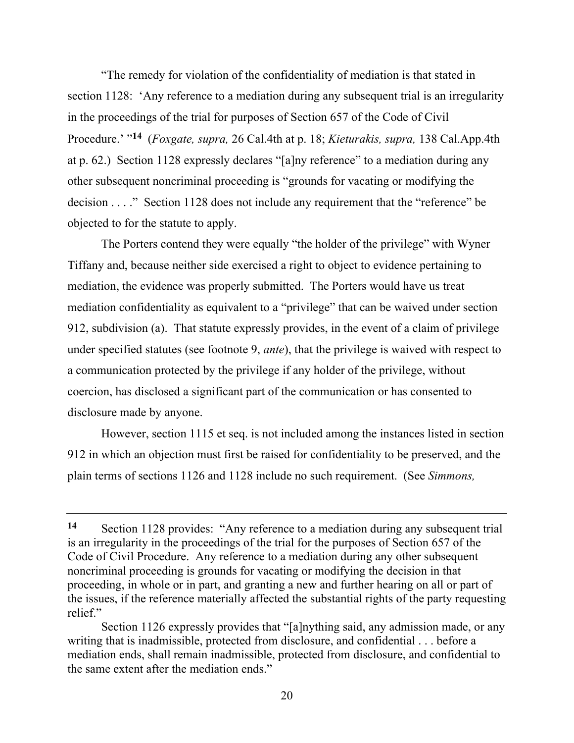"The remedy for violation of the confidentiality of mediation is that stated in section 1128: 'Any reference to a mediation during any subsequent trial is an irregularity in the proceedings of the trial for purposes of Section 657 of the Code of Civil Procedure.' "[14] (*Foxgate, supra,* 26 Cal.4th at p. 18; *Kieturakis, supra,* 138 Cal.App.4th at p. 62.) Section 1128 expressly declares "[a]ny reference" to a mediation during any other subsequent noncriminal proceeding is "grounds for vacating or modifying the decision . . . ." Section 1128 does not include any requirement that the "reference" be objected to for the statute to apply.

The Porters contend they were equally "the holder of the privilege" with Wyner Tiffany and, because neither side exercised a right to object to evidence pertaining to mediation, the evidence was properly submitted. The Porters would have us treat mediation confidentiality as equivalent to a "privilege" that can be waived under section 912, subdivision (a). That statute expressly provides, in the event of a claim of privilege under specified statutes (see footnote 9, *ante*), that the privilege is waived with respect to a communication protected by the privilege if any holder of the privilege, without coercion, has disclosed a significant part of the communication or has consented to disclosure made by anyone.

However, section 1115 et seq. is not included among the instances listed in section 912 in which an objection must first be raised for confidentiality to be preserved, and the plain terms of sections 1126 and 1128 include no such requirement. (See *Simmons,*

---

[14] Section 1128 provides: "Any reference to a mediation during any subsequent trial is an irregularity in the proceedings of the trial for the purposes of Section 657 of the Code of Civil Procedure. Any reference to a mediation during any other subsequent noncriminal proceeding is grounds for vacating or modifying the decision in that proceeding, in whole or in part, and granting a new and further hearing on all or part of the issues, if the reference materially affected the substantial rights of the party requesting relief."

Section 1126 expressly provides that "[a]nything said, any admission made, or any writing that is inadmissible, protected from disclosure, and confidential . . . before a mediation ends, shall remain inadmissible, protected from disclosure, and confidential to the same extent after the mediation ends."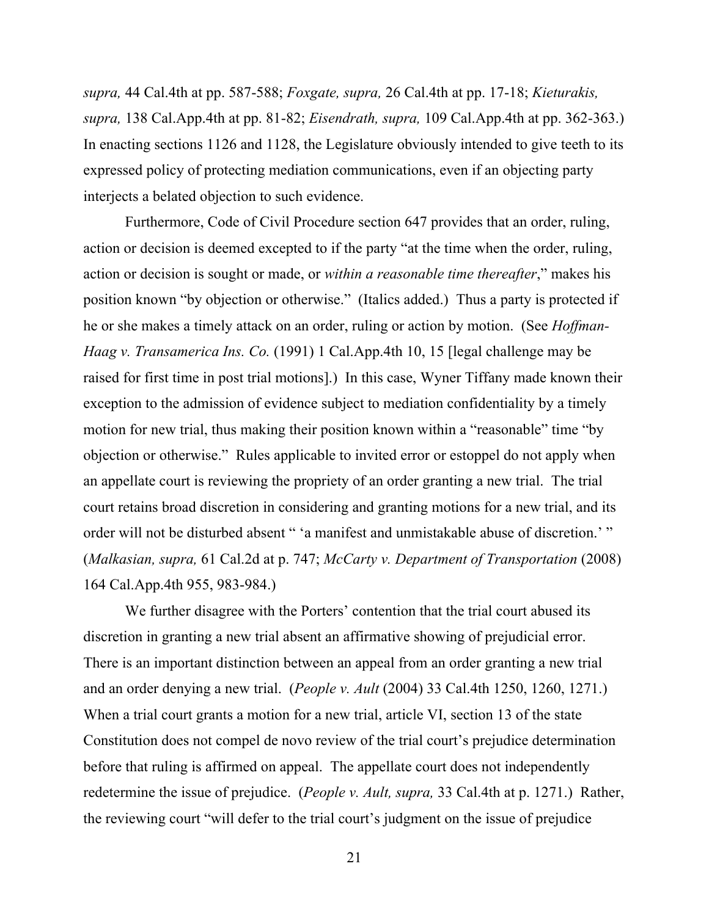*supra,* 44 Cal.4th at pp. 587-588; *Foxgate, supra,* 26 Cal.4th at pp. 17-18; *Kieturakis, supra,* 138 Cal.App.4th at pp. 81-82; *Eisendrath, supra,* 109 Cal.App.4th at pp. 362-363.) In enacting sections 1126 and 1128, the Legislature obviously intended to give teeth to its expressed policy of protecting mediation communications, even if an objecting party interjects a belated objection to such evidence.

Furthermore, Code of Civil Procedure section 647 provides that an order, ruling, action or decision is deemed excepted to if the party "at the time when the order, ruling, action or decision is sought or made, or *within a reasonable time thereafter*," makes his position known "by objection or otherwise." (Italics added.) Thus a party is protected if he or she makes a timely attack on an order, ruling or action by motion. (See *Hoffman-Haag v. Transamerica Ins. Co.* (1991) 1 Cal.App.4th 10, 15 [legal challenge may be raised for first time in post trial motions].) In this case, Wyner Tiffany made known their exception to the admission of evidence subject to mediation confidentiality by a timely motion for new trial, thus making their position known within a "reasonable" time "by objection or otherwise." Rules applicable to invited error or estoppel do not apply when an appellate court is reviewing the propriety of an order granting a new trial. The trial court retains broad discretion in considering and granting motions for a new trial, and its order will not be disturbed absent " 'a manifest and unmistakable abuse of discretion.' " (*Malkasian, supra,* 61 Cal.2d at p. 747; *McCarty v. Department of Transportation* (2008) 164 Cal.App.4th 955, 983-984.)

We further disagree with the Porters' contention that the trial court abused its discretion in granting a new trial absent an affirmative showing of prejudicial error. There is an important distinction between an appeal from an order granting a new trial and an order denying a new trial. (*People v. Ault* (2004) 33 Cal.4th 1250, 1260, 1271.) When a trial court grants a motion for a new trial, article VI, section 13 of the state Constitution does not compel de novo review of the trial court's prejudice determination before that ruling is affirmed on appeal. The appellate court does not independently redetermine the issue of prejudice. (*People v. Ault, supra,* 33 Cal.4th at p. 1271.) Rather, the reviewing court "will defer to the trial court's judgment on the issue of prejudice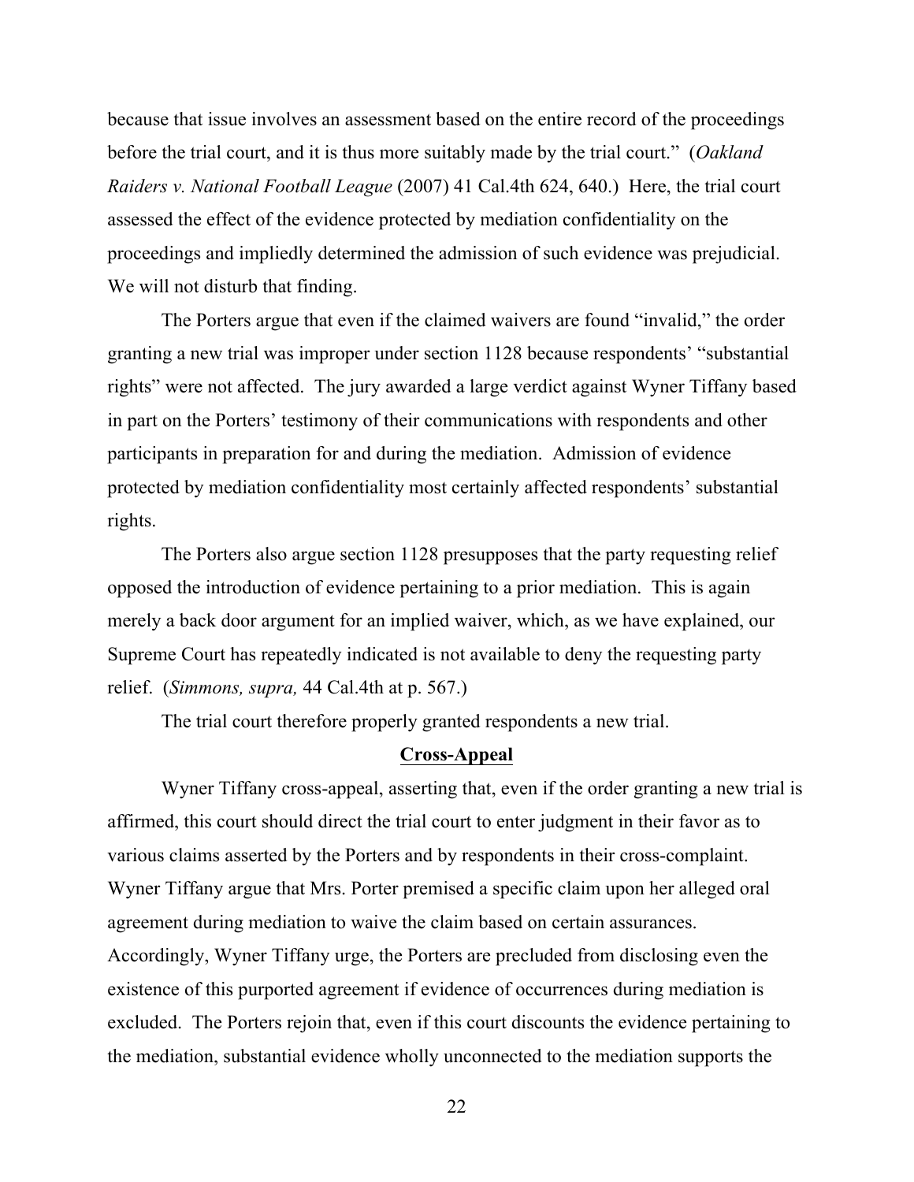because that issue involves an assessment based on the entire record of the proceedings before the trial court, and it is thus more suitably made by the trial court." (*Oakland Raiders v. National Football League* (2007) 41 Cal.4th 624, 640.) Here, the trial court assessed the effect of the evidence protected by mediation confidentiality on the proceedings and impliedly determined the admission of such evidence was prejudicial. We will not disturb that finding.

The Porters argue that even if the claimed waivers are found "invalid," the order granting a new trial was improper under section 1128 because respondents' "substantial rights" were not affected. The jury awarded a large verdict against Wyner Tiffany based in part on the Porters' testimony of their communications with respondents and other participants in preparation for and during the mediation. Admission of evidence protected by mediation confidentiality most certainly affected respondents' substantial rights.

The Porters also argue section 1128 presupposes that the party requesting relief opposed the introduction of evidence pertaining to a prior mediation. This is again merely a back door argument for an implied waiver, which, as we have explained, our Supreme Court has repeatedly indicated is not available to deny the requesting party relief. (*Simmons, supra,* 44 Cal.4th at p. 567.)

The trial court therefore properly granted respondents a new trial.

## Cross-Appeal

Wyner Tiffany cross-appeal, asserting that, even if the order granting a new trial is affirmed, this court should direct the trial court to enter judgment in their favor as to various claims asserted by the Porters and by respondents in their cross-complaint. Wyner Tiffany argue that Mrs. Porter premised a specific claim upon her alleged oral agreement during mediation to waive the claim based on certain assurances. Accordingly, Wyner Tiffany urge, the Porters are precluded from disclosing even the existence of this purported agreement if evidence of occurrences during mediation is excluded. The Porters rejoin that, even if this court discounts the evidence pertaining to the mediation, substantial evidence wholly unconnected to the mediation supports the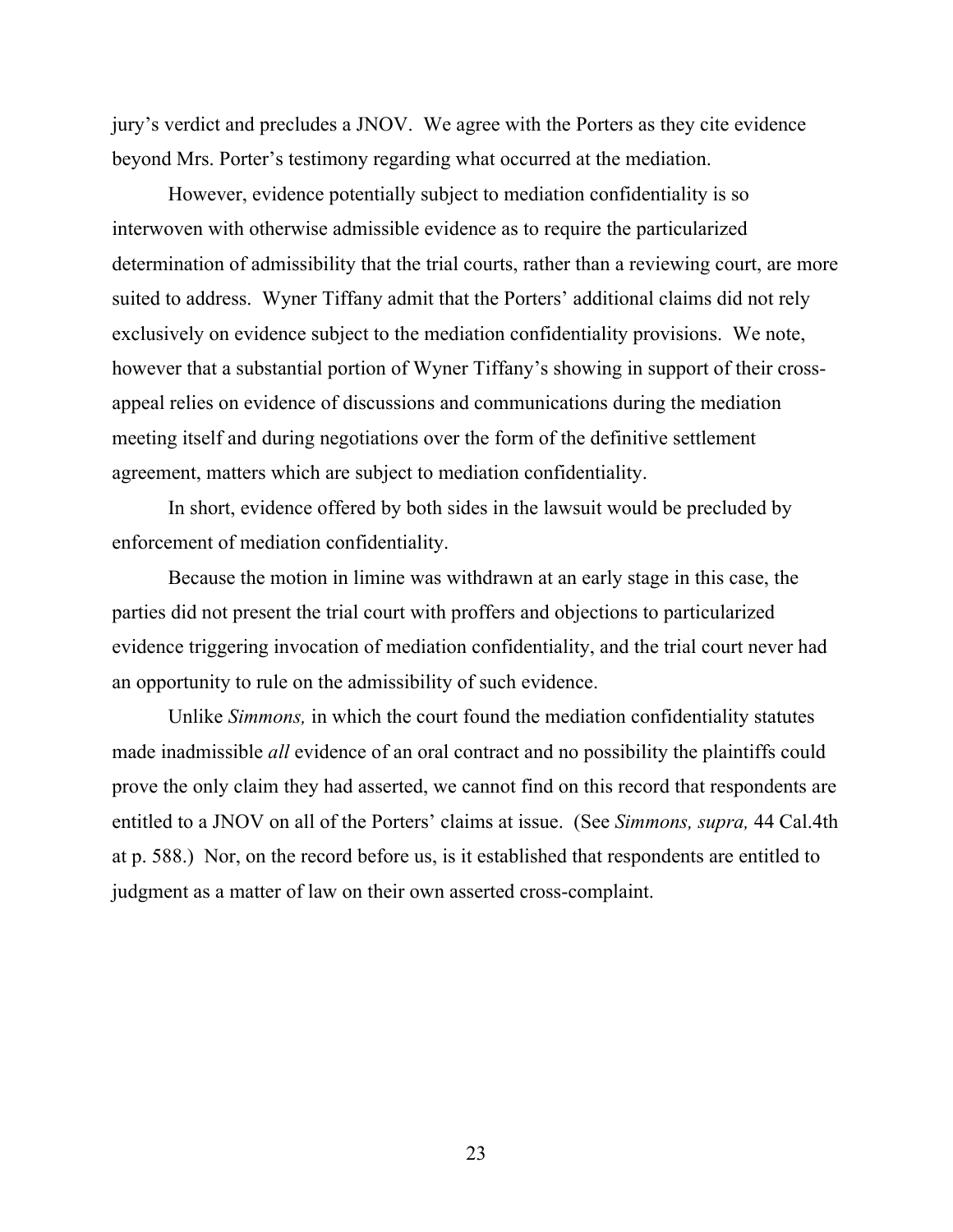jury's verdict and precludes a JNOV. We agree with the Porters as they cite evidence beyond Mrs. Porter's testimony regarding what occurred at the mediation.

However, evidence potentially subject to mediation confidentiality is so interwoven with otherwise admissible evidence as to require the particularized determination of admissibility that the trial courts, rather than a reviewing court, are more suited to address. Wyner Tiffany admit that the Porters' additional claims did not rely exclusively on evidence subject to the mediation confidentiality provisions. We note, however that a substantial portion of Wyner Tiffany's showing in support of their cross-appeal relies on evidence of discussions and communications during the mediation meeting itself and during negotiations over the form of the definitive settlement agreement, matters which are subject to mediation confidentiality.

In short, evidence offered by both sides in the lawsuit would be precluded by enforcement of mediation confidentiality.

Because the motion in limine was withdrawn at an early stage in this case, the parties did not present the trial court with proffers and objections to particularized evidence triggering invocation of mediation confidentiality, and the trial court never had an opportunity to rule on the admissibility of such evidence.

Unlike *Simmons,* in which the court found the mediation confidentiality statutes made inadmissible *all* evidence of an oral contract and no possibility the plaintiffs could prove the only claim they had asserted, we cannot find on this record that respondents are entitled to a JNOV on all of the Porters' claims at issue. (See *Simmons, supra,* 44 Cal.4th at p. 588.) Nor, on the record before us, is it established that respondents are entitled to judgment as a matter of law on their own asserted cross-complaint.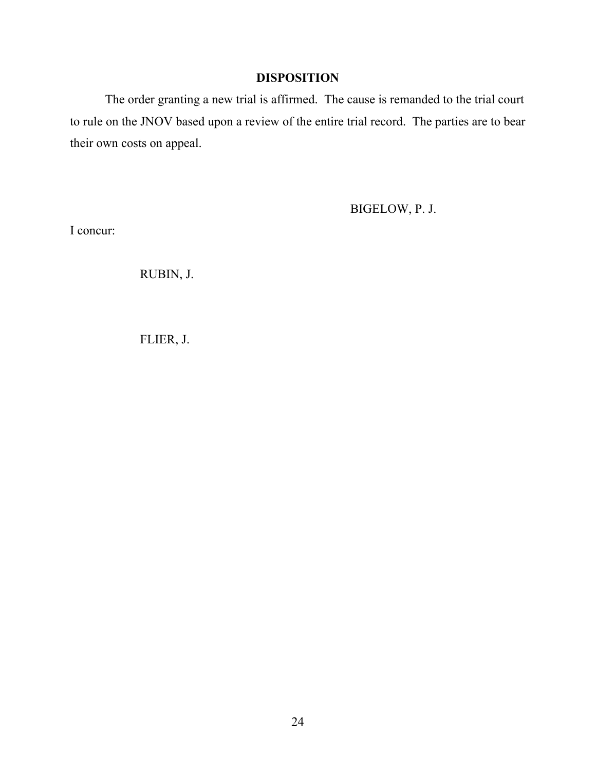## DISPOSITION

The order granting a new trial is affirmed. The cause is remanded to the trial court to rule on the JNOV based upon a review of the entire trial record. The parties are to bear their own costs on appeal.

BIGELOW, P. J.

I concur:

RUBIN, J.

FLIER, J.